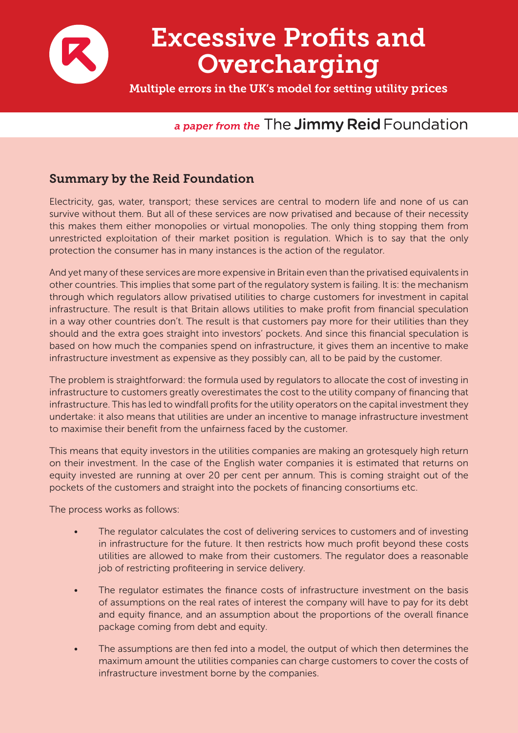# Excessive Profits and Overcharging

**Multiple errors in the UK's model for setting utility prices**

*a paper from the* The **Jimmy Reid** Foundation

## Summary by the Reid Foundation

Electricity, gas, water, transport; these services are central to modern life and none of us can survive without them. But all of these services are now privatised and because of their necessity this makes them either monopolies or virtual monopolies. The only thing stopping them from unrestricted exploitation of their market position is regulation. Which is to say that the only protection the consumer has in many instances is the action of the regulator.

And yet many of these services are more expensive in Britain even than the privatised equivalents in other countries. This implies that some part of the regulatory system is failing. It is: the mechanism through which regulators allow privatised utilities to charge customers for investment in capital infrastructure. The result is that Britain allows utilities to make profit from financial speculation in a way other countries don't. The result is that customers pay more for their utilities than they should and the extra goes straight into investors' pockets. And since this financial speculation is based on how much the companies spend on infrastructure, it gives them an incentive to make infrastructure investment as expensive as they possibly can, all to be paid by the customer.

The problem is straightforward: the formula used by regulators to allocate the cost of investing in infrastructure to customers greatly overestimates the cost to the utility company of financing that infrastructure. This has led to windfall profits for the utility operators on the capital investment they undertake: it also means that utilities are under an incentive to manage infrastructure investment to maximise their benefit from the unfairness faced by the customer.

This means that equity investors in the utilities companies are making an grotesquely high return on their investment. In the case of the English water companies it is estimated that returns on equity invested are running at over 20 per cent per annum. This is coming straight out of the pockets of the customers and straight into the pockets of financing consortiums etc.

The process works as follows:

- The regulator calculates the cost of delivering services to customers and of investing in infrastructure for the future. It then restricts how much profit beyond these costs utilities are allowed to make from their customers. The regulator does a reasonable job of restricting profiteering in service delivery.
- The regulator estimates the finance costs of infrastructure investment on the basis of assumptions on the real rates of interest the company will have to pay for its debt and equity finance, and an assumption about the proportions of the overall finance package coming from debt and equity.
- The assumptions are then fed into a model, the output of which then determines the maximum amount the utilities companies can charge customers to cover the costs of infrastructure investment borne by the companies.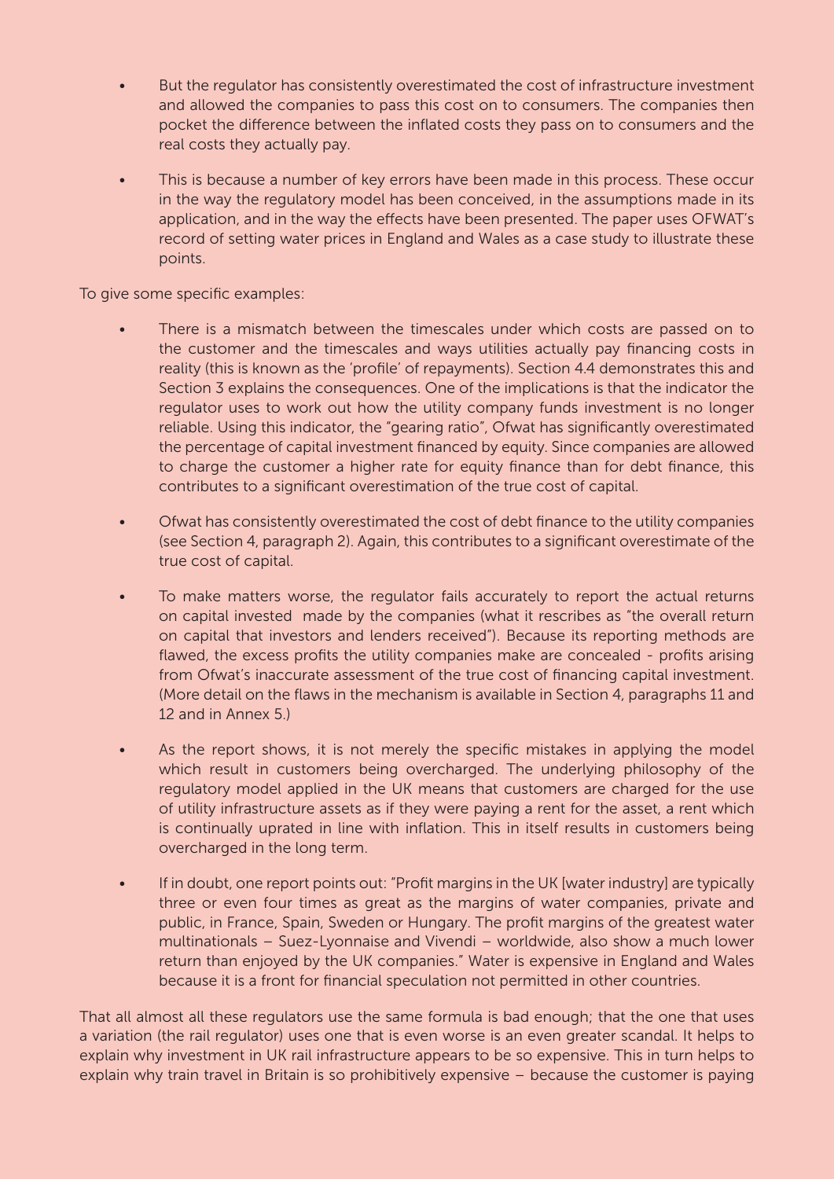- But the regulator has consistently overestimated the cost of infrastructure investment and allowed the companies to pass this cost on to consumers. The companies then pocket the difference between the inflated costs they pass on to consumers and the real costs they actually pay.

- This is because a number of key errors have been made in this process. These occur in the way the regulatory model has been conceived, in the assumptions made in its application, and in the way the effects have been presented. The paper uses OFWAT's record of setting water prices in England and Wales as a case study to illustrate these points.

To give some specific examples:

- There is a mismatch between the timescales under which costs are passed on to the customer and the timescales and ways utilities actually pay financing costs in reality (this is known as the 'profile' of repayments). Section 4.4 demonstrates this and Section 3 explains the consequences. One of the implications is that the indicator the regulator uses to work out how the utility company funds investment is no longer reliable. Using this indicator, the "gearing ratio", Ofwat has significantly overestimated the percentage of capital investment financed by equity. Since companies are allowed to charge the customer a higher rate for equity finance than for debt finance, this contributes to a significant overestimation of the true cost of capital.

- Ofwat has consistently overestimated the cost of debt finance to the utility companies (see Section 4, paragraph 2). Again, this contributes to a significant overestimate of the true cost of capital.

- To make matters worse, the regulator fails accurately to report the actual returns on capital invested made by the companies (what it rescribes as "the overall return on capital that investors and lenders received"). Because its reporting methods are flawed, the excess profits the utility companies make are concealed - profits arising from Ofwat's inaccurate assessment of the true cost of financing capital investment. (More detail on the flaws in the mechanism is available in Section 4, paragraphs 11 and 12 and in Annex 5.)

- As the report shows, it is not merely the specific mistakes in applying the model which result in customers being overcharged. The underlying philosophy of the regulatory model applied in the UK means that customers are charged for the use of utility infrastructure assets as if they were paying a rent for the asset, a rent which is continually uprated in line with inflation. This in itself results in customers being overcharged in the long term.

- If in doubt, one report points out: "Profit margins in the UK [water industry] are typically three or even four times as great as the margins of water companies, private and public, in France, Spain, Sweden or Hungary. The profit margins of the greatest water multinationals – Suez-Lyonnaise and Vivendi – worldwide, also show a much lower return than enjoyed by the UK companies." Water is expensive in England and Wales because it is a front for financial speculation not permitted in other countries.

That all almost all these regulators use the same formula is bad enough; that the one that uses a variation (the rail regulator) uses one that is even worse is an even greater scandal. It helps to explain why investment in UK rail infrastructure appears to be so expensive. This in turn helps to explain why train travel in Britain is so prohibitively expensive – because the customer is paying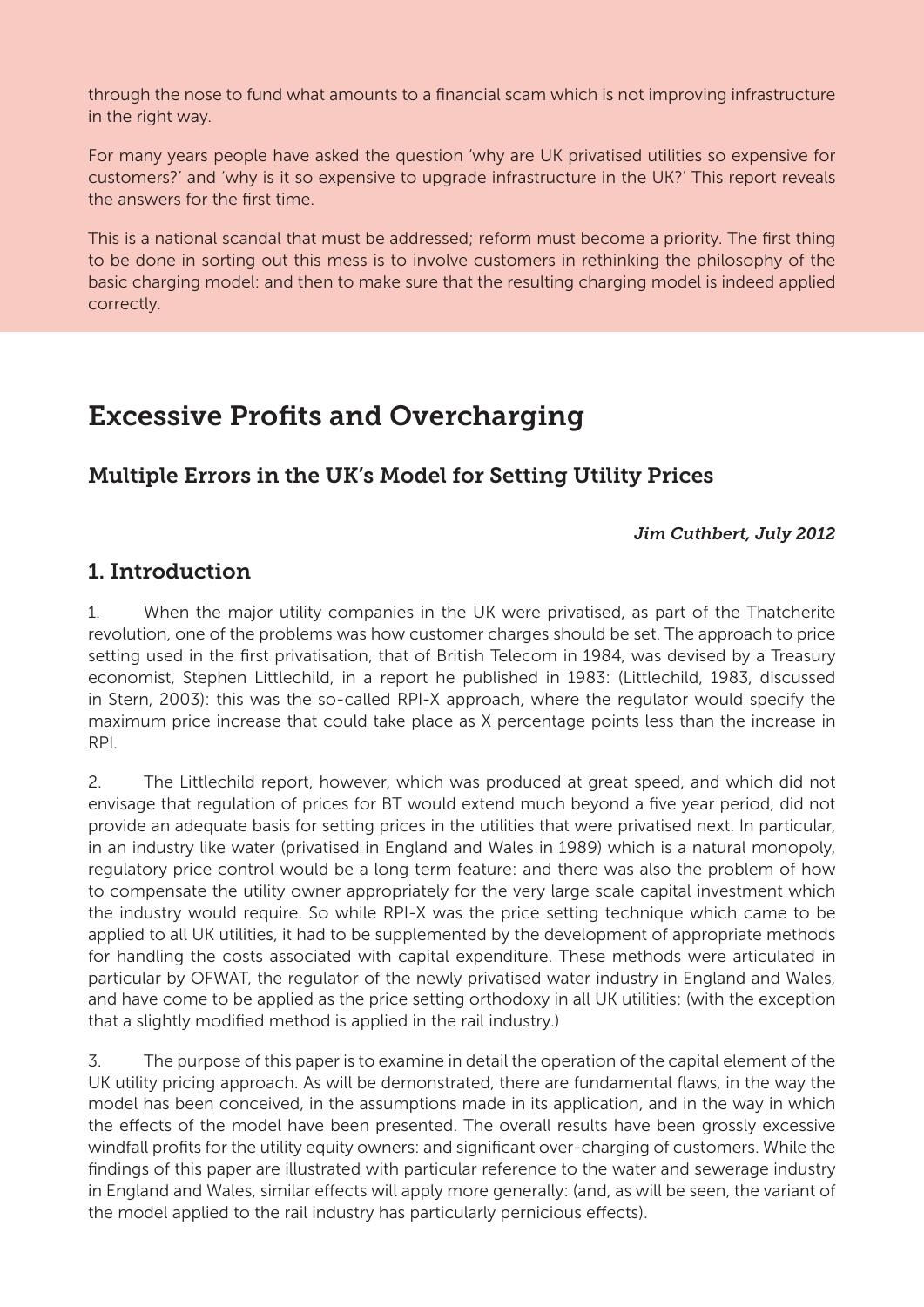through the nose to fund what amounts to a financial scam which is not improving infrastructure in the right way.

For many years people have asked the question 'why are UK privatised utilities so expensive for customers?' and 'why is it so expensive to upgrade infrastructure in the UK?' This report reveals the answers for the first time.

This is a national scandal that must be addressed; reform must become a priority. The first thing to be done in sorting out this mess is to involve customers in rethinking the philosophy of the basic charging model: and then to make sure that the resulting charging model is indeed applied correctly.

# Excessive Profits and Overcharging

## Multiple Errors in the UK's Model for Setting Utility Prices

***Jim Cuthbert, July 2012***

## 1. Introduction

1. When the major utility companies in the UK were privatised, as part of the Thatcherite revolution, one of the problems was how customer charges should be set. The approach to price setting used in the first privatisation, that of British Telecom in 1984, was devised by a Treasury economist, Stephen Littlechild, in a report he published in 1983: (Littlechild, 1983, discussed in Stern, 2003): this was the so-called RPI-X approach, where the regulator would specify the maximum price increase that could take place as X percentage points less than the increase in RPI.

2. The Littlechild report, however, which was produced at great speed, and which did not envisage that regulation of prices for BT would extend much beyond a five year period, did not provide an adequate basis for setting prices in the utilities that were privatised next. In particular, in an industry like water (privatised in England and Wales in 1989) which is a natural monopoly, regulatory price control would be a long term feature: and there was also the problem of how to compensate the utility owner appropriately for the very large scale capital investment which the industry would require. So while RPI-X was the price setting technique which came to be applied to all UK utilities, it had to be supplemented by the development of appropriate methods for handling the costs associated with capital expenditure. These methods were articulated in particular by OFWAT, the regulator of the newly privatised water industry in England and Wales, and have come to be applied as the price setting orthodoxy in all UK utilities: (with the exception that a slightly modified method is applied in the rail industry.)

3. The purpose of this paper is to examine in detail the operation of the capital element of the UK utility pricing approach. As will be demonstrated, there are fundamental flaws, in the way the model has been conceived, in the assumptions made in its application, and in the way in which the effects of the model have been presented. The overall results have been grossly excessive windfall profits for the utility equity owners: and significant over-charging of customers. While the findings of this paper are illustrated with particular reference to the water and sewerage industry in England and Wales, similar effects will apply more generally: (and, as will be seen, the variant of the model applied to the rail industry has particularly pernicious effects).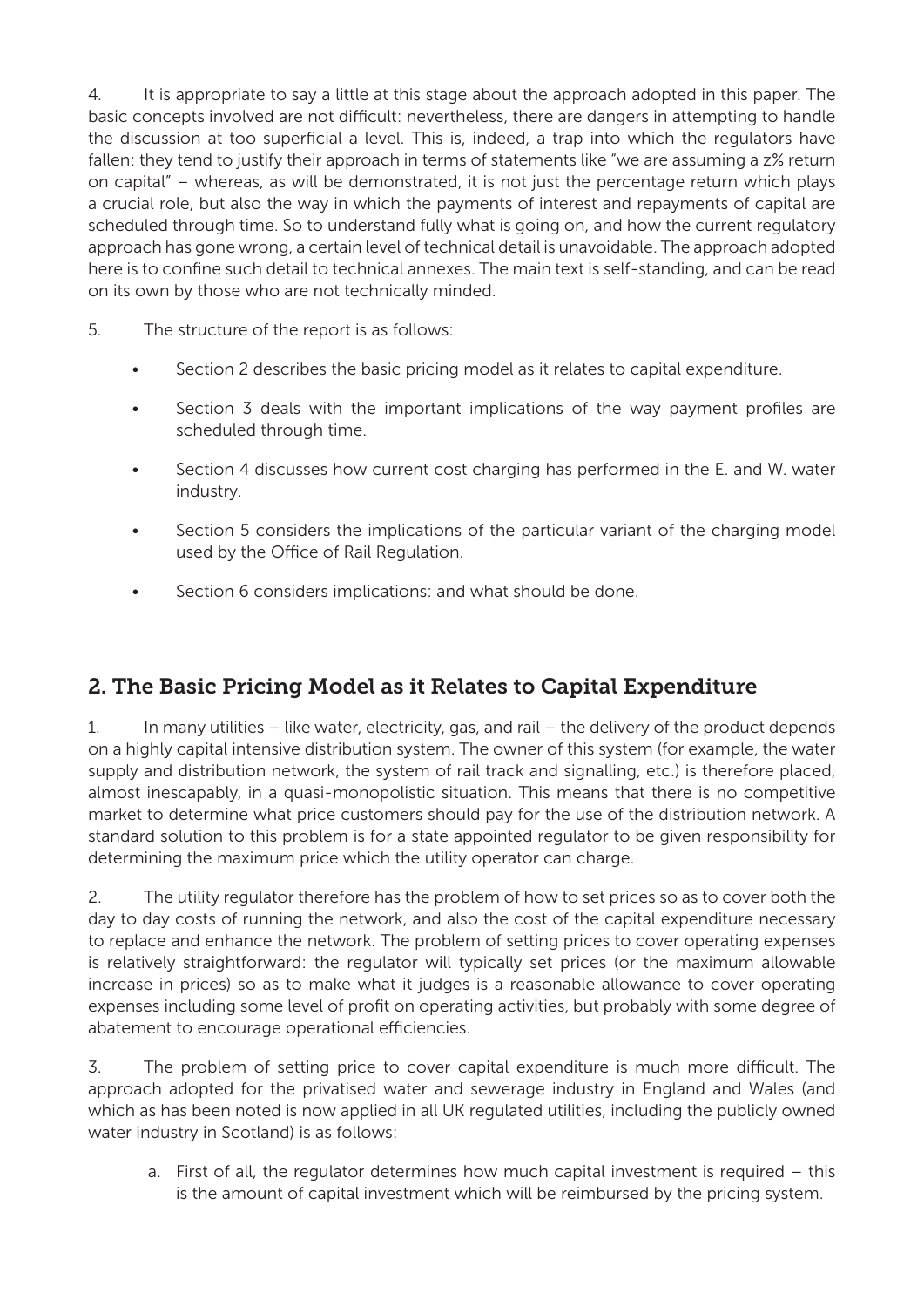4. It is appropriate to say a little at this stage about the approach adopted in this paper. The basic concepts involved are not difficult: nevertheless, there are dangers in attempting to handle the discussion at too superficial a level. This is, indeed, a trap into which the regulators have fallen: they tend to justify their approach in terms of statements like "we are assuming a z% return on capital" – whereas, as will be demonstrated, it is not just the percentage return which plays a crucial role, but also the way in which the payments of interest and repayments of capital are scheduled through time. So to understand fully what is going on, and how the current regulatory approach has gone wrong, a certain level of technical detail is unavoidable. The approach adopted here is to confine such detail to technical annexes. The main text is self-standing, and can be read on its own by those who are not technically minded.

5. The structure of the report is as follows:

- Section 2 describes the basic pricing model as it relates to capital expenditure.
- Section 3 deals with the important implications of the way payment profiles are scheduled through time.
- Section 4 discusses how current cost charging has performed in the E. and W. water industry.
- Section 5 considers the implications of the particular variant of the charging model used by the Office of Rail Regulation.
- Section 6 considers implications: and what should be done.

## 2. The Basic Pricing Model as it Relates to Capital Expenditure

1. In many utilities – like water, electricity, gas, and rail – the delivery of the product depends on a highly capital intensive distribution system. The owner of this system (for example, the water supply and distribution network, the system of rail track and signalling, etc.) is therefore placed, almost inescapably, in a quasi-monopolistic situation. This means that there is no competitive market to determine what price customers should pay for the use of the distribution network. A standard solution to this problem is for a state appointed regulator to be given responsibility for determining the maximum price which the utility operator can charge.

2. The utility regulator therefore has the problem of how to set prices so as to cover both the day to day costs of running the network, and also the cost of the capital expenditure necessary to replace and enhance the network. The problem of setting prices to cover operating expenses is relatively straightforward: the regulator will typically set prices (or the maximum allowable increase in prices) so as to make what it judges is a reasonable allowance to cover operating expenses including some level of profit on operating activities, but probably with some degree of abatement to encourage operational efficiencies.

3. The problem of setting price to cover capital expenditure is much more difficult. The approach adopted for the privatised water and sewerage industry in England and Wales (and which as has been noted is now applied in all UK regulated utilities, including the publicly owned water industry in Scotland) is as follows:

a. First of all, the regulator determines how much capital investment is required – this is the amount of capital investment which will be reimbursed by the pricing system.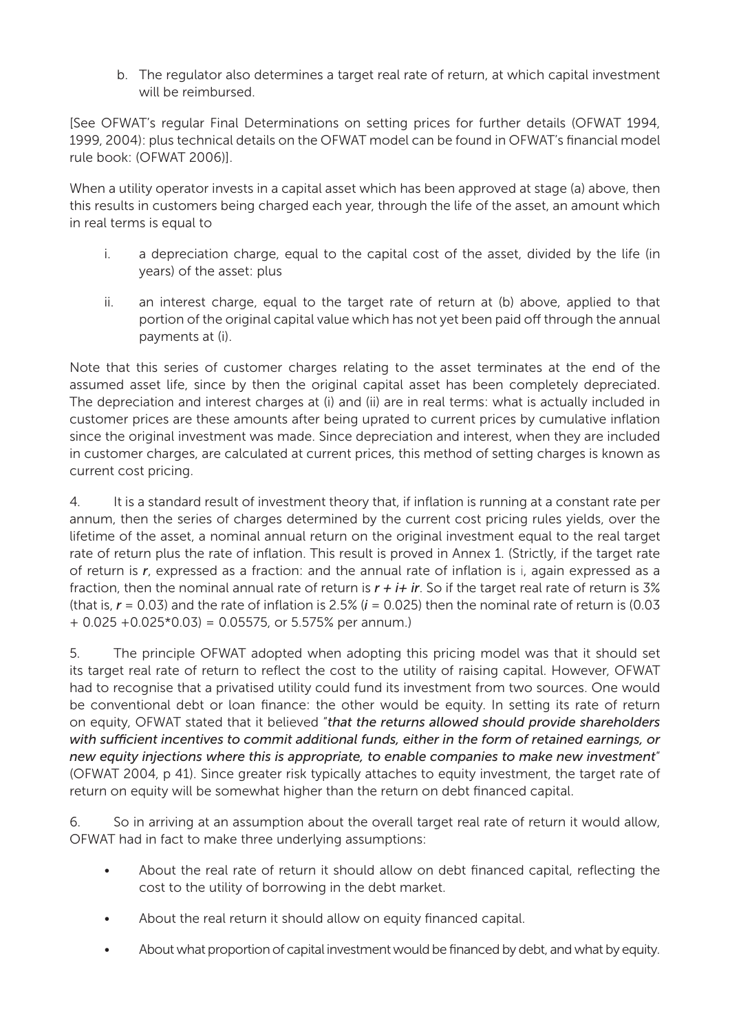b. The regulator also determines a target real rate of return, at which capital investment will be reimbursed.

[See OFWAT's regular Final Determinations on setting prices for further details (OFWAT 1994, 1999, 2004): plus technical details on the OFWAT model can be found in OFWAT's financial model rule book: (OFWAT 2006)].

When a utility operator invests in a capital asset which has been approved at stage (a) above, then this results in customers being charged each year, through the life of the asset, an amount which in real terms is equal to

i. a depreciation charge, equal to the capital cost of the asset, divided by the life (in years) of the asset: plus

ii. an interest charge, equal to the target rate of return at (b) above, applied to that portion of the original capital value which has not yet been paid off through the annual payments at (i).

Note that this series of customer charges relating to the asset terminates at the end of the assumed asset life, since by then the original capital asset has been completely depreciated. The depreciation and interest charges at (i) and (ii) are in real terms: what is actually included in customer prices are these amounts after being uprated to current prices by cumulative inflation since the original investment was made. Since depreciation and interest, when they are included in customer charges, are calculated at current prices, this method of setting charges is known as current cost pricing.

4. It is a standard result of investment theory that, if inflation is running at a constant rate per annum, then the series of charges determined by the current cost pricing rules yields, over the lifetime of the asset, a nominal annual return on the original investment equal to the real target rate of return plus the rate of inflation. This result is proved in Annex 1. (Strictly, if the target rate of return is $r$, expressed as a fraction: and the annual rate of inflation is $i$, again expressed as a fraction, then the nominal annual rate of return is $r + i + ir$. So if the target real rate of return is 3% (that is, $r = 0.03$) and the rate of inflation is 2.5% ($i = 0.025$) then the nominal rate of return is $(0.03 + 0.025 + 0.025*0.03) = 0.05575$, or 5.575% per annum.)

5. The principle OFWAT adopted when adopting this pricing model was that it should set its target real rate of return to reflect the cost to the utility of raising capital. However, OFWAT had to recognise that a privatised utility could fund its investment from two sources. One would be conventional debt or loan finance: the other would be equity. In setting its rate of return on equity, OFWAT stated that it believed "*that the returns allowed should provide shareholders with sufficient incentives to commit additional funds, either in the form of retained earnings, or new equity injections where this is appropriate, to enable companies to make new investment*" (OFWAT 2004, p 41). Since greater risk typically attaches to equity investment, the target rate of return on equity will be somewhat higher than the return on debt financed capital.

6. So in arriving at an assumption about the overall target real rate of return it would allow, OFWAT had in fact to make three underlying assumptions:

- About the real rate of return it should allow on debt financed capital, reflecting the cost to the utility of borrowing in the debt market.
- About the real return it should allow on equity financed capital.
- About what proportion of capital investment would be financed by debt, and what by equity.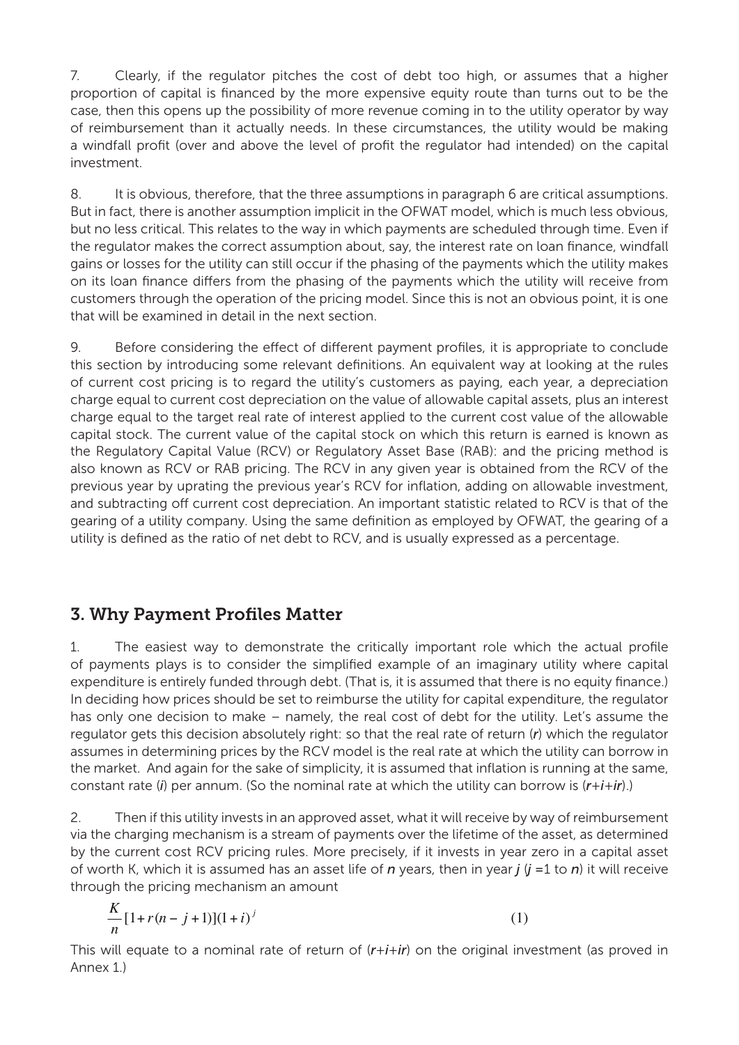7. Clearly, if the regulator pitches the cost of debt too high, or assumes that a higher proportion of capital is financed by the more expensive equity route than turns out to be the case, then this opens up the possibility of more revenue coming in to the utility operator by way of reimbursement than it actually needs. In these circumstances, the utility would be making a windfall profit (over and above the level of profit the regulator had intended) on the capital investment.

8. It is obvious, therefore, that the three assumptions in paragraph 6 are critical assumptions. But in fact, there is another assumption implicit in the OFWAT model, which is much less obvious, but no less critical. This relates to the way in which payments are scheduled through time. Even if the regulator makes the correct assumption about, say, the interest rate on loan finance, windfall gains or losses for the utility can still occur if the phasing of the payments which the utility makes on its loan finance differs from the phasing of the payments which the utility will receive from customers through the operation of the pricing model. Since this is not an obvious point, it is one that will be examined in detail in the next section.

9. Before considering the effect of different payment profiles, it is appropriate to conclude this section by introducing some relevant definitions. An equivalent way at looking at the rules of current cost pricing is to regard the utility's customers as paying, each year, a depreciation charge equal to current cost depreciation on the value of allowable capital assets, plus an interest charge equal to the target real rate of interest applied to the current cost value of the allowable capital stock. The current value of the capital stock on which this return is earned is known as the Regulatory Capital Value (RCV) or Regulatory Asset Base (RAB): and the pricing method is also known as RCV or RAB pricing. The RCV in any given year is obtained from the RCV of the previous year by uprating the previous year's RCV for inflation, adding on allowable investment, and subtracting off current cost depreciation. An important statistic related to RCV is that of the gearing of a utility company. Using the same definition as employed by OFWAT, the gearing of a utility is defined as the ratio of net debt to RCV, and is usually expressed as a percentage.

## 3. Why Payment Profiles Matter

1. The easiest way to demonstrate the critically important role which the actual profile of payments plays is to consider the simplified example of an imaginary utility where capital expenditure is entirely funded through debt. (That is, it is assumed that there is no equity finance.) In deciding how prices should be set to reimburse the utility for capital expenditure, the regulator has only one decision to make – namely, the real cost of debt for the utility. Let's assume the regulator gets this decision absolutely right: so that the real rate of return ($r$) which the regulator assumes in determining prices by the RCV model is the real rate at which the utility can borrow in the market. And again for the sake of simplicity, it is assumed that inflation is running at the same, constant rate ($i$) per annum. (So the nominal rate at which the utility can borrow is ($r+i+ir$).)

2. Then if this utility invests in an approved asset, what it will receive by way of reimbursement via the charging mechanism is a stream of payments over the lifetime of the asset, as determined by the current cost RCV pricing rules. More precisely, if it invests in year zero in a capital asset of worth K, which it is assumed has an asset life of $n$ years, then in year $j$ ($j$ =1 to $n$) it will receive through the pricing mechanism an amount

$$\frac{K}{n}[1+r(n-j+1)](1+i)^{j} \qquad (1)$$

This will equate to a nominal rate of return of ($r+i+ir$) on the original investment (as proved in Annex 1.)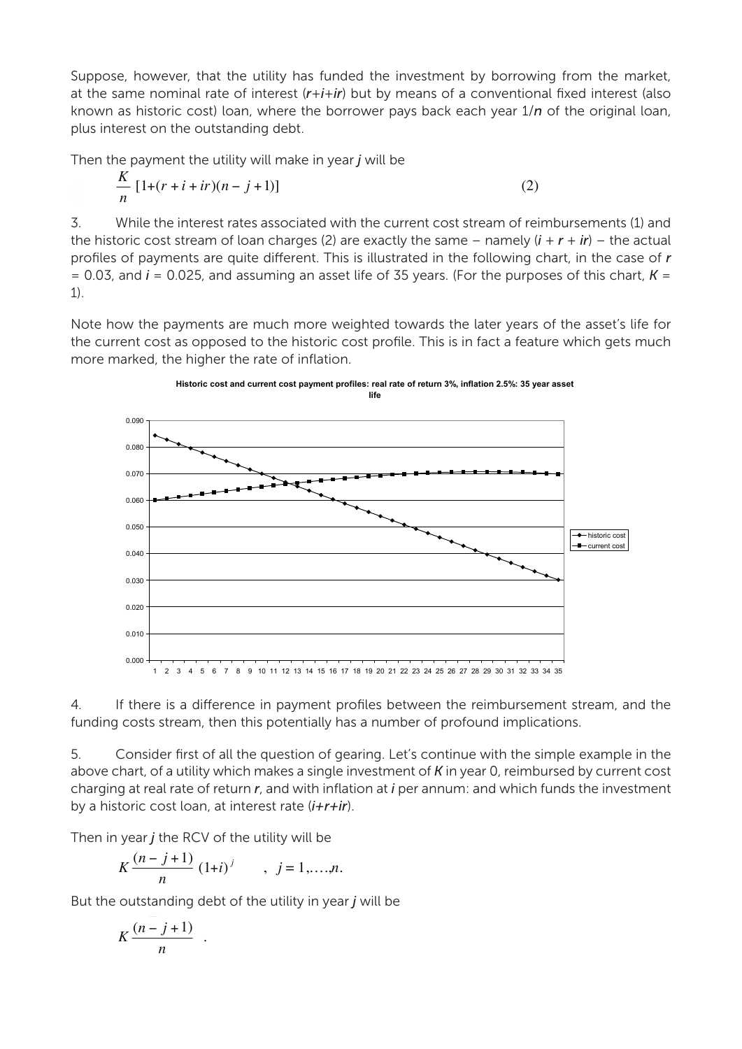Suppose, however, that the utility has funded the investment by borrowing from the market, at the same nominal rate of interest (*r*+*i*+*ir*) but by means of a conventional fixed interest (also known as historic cost) loan, where the borrower pays back each year 1/*n* of the original loan, plus interest on the outstanding debt.

Then the payment the utility will make in year *j* will be

$$\frac{K}{n}\left[1+(r+i+ir)(n-j+1)\right] \qquad (2)$$

3. While the interest rates associated with the current cost stream of reimbursements (1) and the historic cost stream of loan charges (2) are exactly the same – namely ($i + r + ir$) – the actual profiles of payments are quite different. This is illustrated in the following chart, in the case of $r = 0.03$, and $i = 0.025$, and assuming an asset life of 35 years. (For the purposes of this chart, $K = 1$).

Note how the payments are much more weighted towards the later years of the asset's life for the current cost as opposed to the historic cost profile. This is in fact a feature which gets much more marked, the higher the rate of inflation.

**Historic cost and current cost payment profiles: real rate of return 3%, inflation 2.5%: 35 year asset life**

4. If there is a difference in payment profiles between the reimbursement stream, and the funding costs stream, then this potentially has a number of profound implications.

5. Consider first of all the question of gearing. Let's continue with the simple example in the above chart, of a utility which makes a single investment of *K* in year 0, reimbursed by current cost charging at real rate of return *r*, and with inflation at *i* per annum: and which funds the investment by a historic cost loan, at interest rate (*i*+*r*+*ir*).

Then in year *j* the RCV of the utility will be

$$K\frac{(n-j+1)}{n}(1+i)^{j} \qquad , \; j = 1,\ldots,n.$$

But the outstanding debt of the utility in year *j* will be

$$K\frac{(n-j+1)}{n} \quad .$$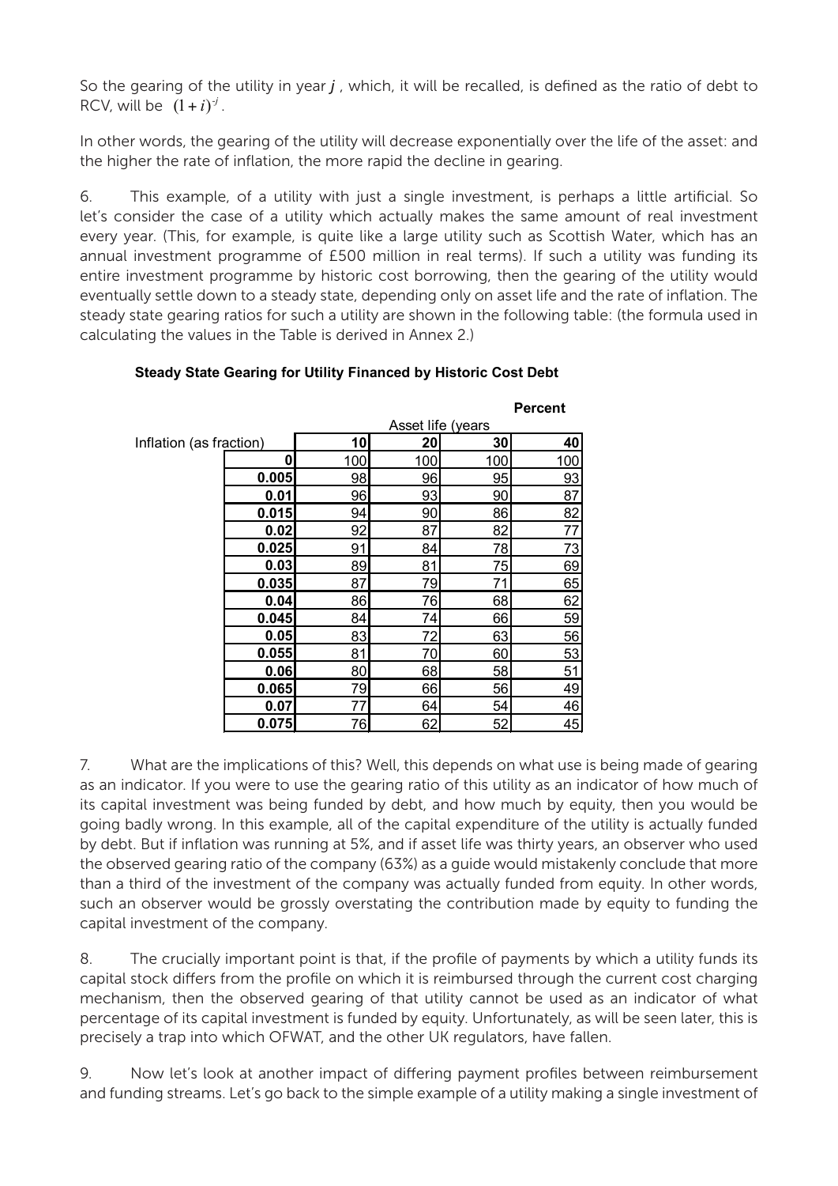So the gearing of the utility in year $j$, which, it will be recalled, is defined as the ratio of debt to RCV, will be $(1+i)^{-j}$.

In other words, the gearing of the utility will decrease exponentially over the life of the asset: and the higher the rate of inflation, the more rapid the decline in gearing.

6. This example, of a utility with just a single investment, is perhaps a little artificial. So let's consider the case of a utility which actually makes the same amount of real investment every year. (This, for example, is quite like a large utility such as Scottish Water, which has an annual investment programme of £500 million in real terms). If such a utility was funding its entire investment programme by historic cost borrowing, then the gearing of the utility would eventually settle down to a steady state, depending only on asset life and the rate of inflation. The steady state gearing ratios for such a utility are shown in the following table: (the formula used in calculating the values in the Table is derived in Annex 2.)

**Steady State Gearing for Utility Financed by Historic Cost Debt**

**Percent**

| | Asset life (years | | | |
|---|---|---|---|---|
| Inflation (as fraction) | **10** | **20** | **30** | **40** |
| **0** | 100 | 100 | 100 | 100 |
| **0.005** | 98 | 96 | 95 | 93 |
| **0.01** | 96 | 93 | 90 | 87 |
| **0.015** | 94 | 90 | 86 | 82 |
| **0.02** | 92 | 87 | 82 | 77 |
| **0.025** | 91 | 84 | 78 | 73 |
| **0.03** | 89 | 81 | 75 | 69 |
| **0.035** | 87 | 79 | 71 | 65 |
| **0.04** | 86 | 76 | 68 | 62 |
| **0.045** | 84 | 74 | 66 | 59 |
| **0.05** | 83 | 72 | 63 | 56 |
| **0.055** | 81 | 70 | 60 | 53 |
| **0.06** | 80 | 68 | 58 | 51 |
| **0.065** | 79 | 66 | 56 | 49 |
| **0.07** | 77 | 64 | 54 | 46 |
| **0.075** | 76 | 62 | 52 | 45 |

7. What are the implications of this? Well, this depends on what use is being made of gearing as an indicator. If you were to use the gearing ratio of this utility as an indicator of how much of its capital investment was being funded by debt, and how much by equity, then you would be going badly wrong. In this example, all of the capital expenditure of the utility is actually funded by debt. But if inflation was running at 5%, and if asset life was thirty years, an observer who used the observed gearing ratio of the company (63%) as a guide would mistakenly conclude that more than a third of the investment of the company was actually funded from equity. In other words, such an observer would be grossly overstating the contribution made by equity to funding the capital investment of the company.

8. The crucially important point is that, if the profile of payments by which a utility funds its capital stock differs from the profile on which it is reimbursed through the current cost charging mechanism, then the observed gearing of that utility cannot be used as an indicator of what percentage of its capital investment is funded by equity. Unfortunately, as will be seen later, this is precisely a trap into which OFWAT, and the other UK regulators, have fallen.

9. Now let's look at another impact of differing payment profiles between reimbursement and funding streams. Let's go back to the simple example of a utility making a single investment of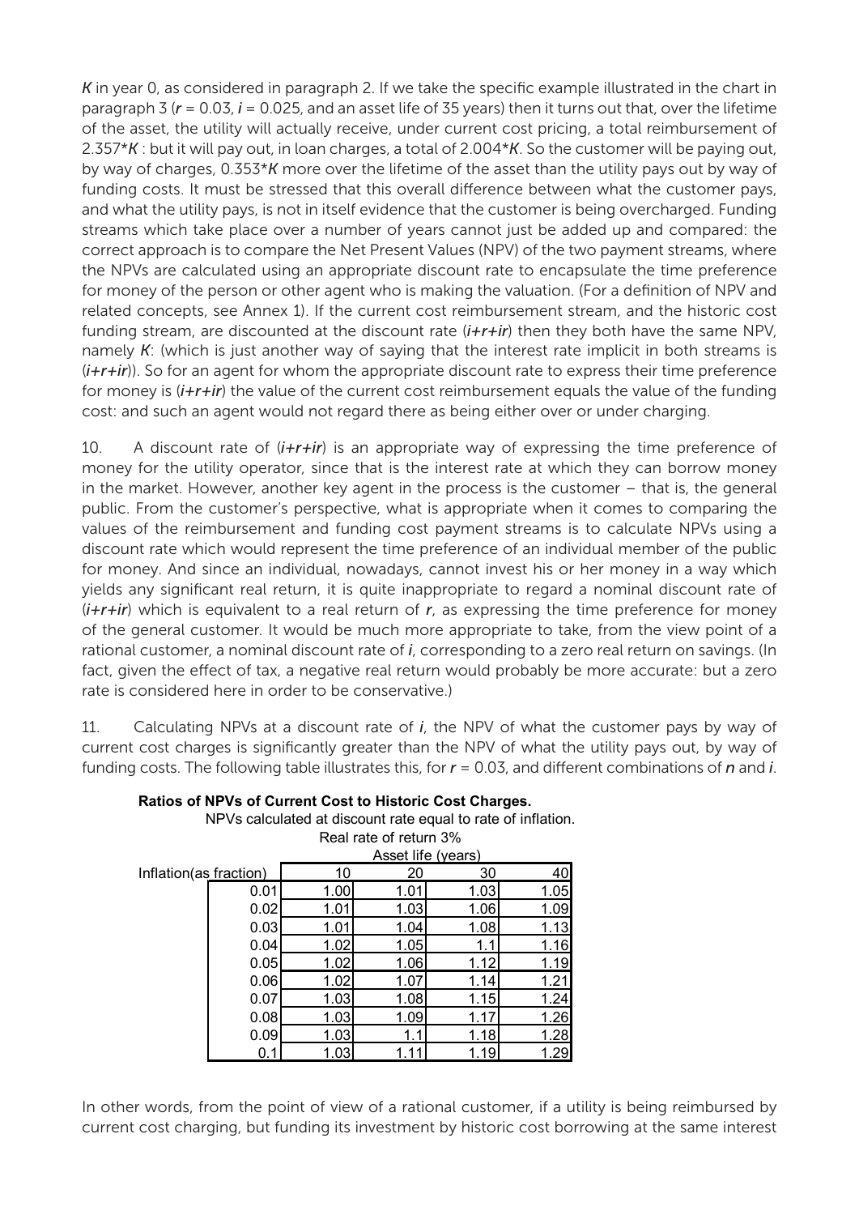$K$ in year 0, as considered in paragraph 2. If we take the specific example illustrated in the chart in paragraph 3 ($r$ = 0.03, $i$ = 0.025, and an asset life of 35 years) then it turns out that, over the lifetime of the asset, the utility will actually receive, under current cost pricing, a total reimbursement of $2.357*K$ : but it will pay out, in loan charges, a total of $2.004*K$. So the customer will be paying out, by way of charges, $0.353*K$ more over the lifetime of the asset than the utility pays out by way of funding costs. It must be stressed that this overall difference between what the customer pays, and what the utility pays, is not in itself evidence that the customer is being overcharged. Funding streams which take place over a number of years cannot just be added up and compared: the correct approach is to compare the Net Present Values (NPV) of the two payment streams, where the NPVs are calculated using an appropriate discount rate to encapsulate the time preference for money of the person or other agent who is making the valuation. (For a definition of NPV and related concepts, see Annex 1). If the current cost reimbursement stream, and the historic cost funding stream, are discounted at the discount rate ($i+r+ir$) then they both have the same NPV, namely $K$: (which is just another way of saying that the interest rate implicit in both streams is ($i+r+ir$)). So for an agent for whom the appropriate discount rate to express their time preference for money is ($i+r+ir$) the value of the current cost reimbursement equals the value of the funding cost: and such an agent would not regard there as being either over or under charging.

10. A discount rate of ($i+r+ir$) is an appropriate way of expressing the time preference of money for the utility operator, since that is the interest rate at which they can borrow money in the market. However, another key agent in the process is the customer – that is, the general public. From the customer's perspective, what is appropriate when it comes to comparing the values of the reimbursement and funding cost payment streams is to calculate NPVs using a discount rate which would represent the time preference of an individual member of the public for money. And since an individual, nowadays, cannot invest his or her money in a way which yields any significant real return, it is quite inappropriate to regard a nominal discount rate of ($i+r+ir$) which is equivalent to a real return of $r$, as expressing the time preference for money of the general customer. It would be much more appropriate to take, from the view point of a rational customer, a nominal discount rate of $i$, corresponding to a zero real return on savings. (In fact, given the effect of tax, a negative real return would probably be more accurate: but a zero rate is considered here in order to be conservative.)

11. Calculating NPVs at a discount rate of $i$, the NPV of what the customer pays by way of current cost charges is significantly greater than the NPV of what the utility pays out, by way of funding costs. The following table illustrates this, for $r$ = 0.03, and different combinations of $n$ and $i$.

**Ratios of NPVs of Current Cost to Historic Cost Charges.**

NPVs calculated at discount rate equal to rate of inflation.

Real rate of return 3%

| | Asset life (years) | | | |
|---|---|---|---|---|
| Inflation(as fraction) | 10 | 20 | 30 | 40 |
| 0.01 | 1.00 | 1.01 | 1.03 | 1.05 |
| 0.02 | 1.01 | 1.03 | 1.06 | 1.09 |
| 0.03 | 1.01 | 1.04 | 1.08 | 1.13 |
| 0.04 | 1.02 | 1.05 | 1.1 | 1.16 |
| 0.05 | 1.02 | 1.06 | 1.12 | 1.19 |
| 0.06 | 1.02 | 1.07 | 1.14 | 1.21 |
| 0.07 | 1.03 | 1.08 | 1.15 | 1.24 |
| 0.08 | 1.03 | 1.09 | 1.17 | 1.26 |
| 0.09 | 1.03 | 1.1 | 1.18 | 1.28 |
| 0.1 | 1.03 | 1.11 | 1.19 | 1.29 |

In other words, from the point of view of a rational customer, if a utility is being reimbursed by current cost charging, but funding its investment by historic cost borrowing at the same interest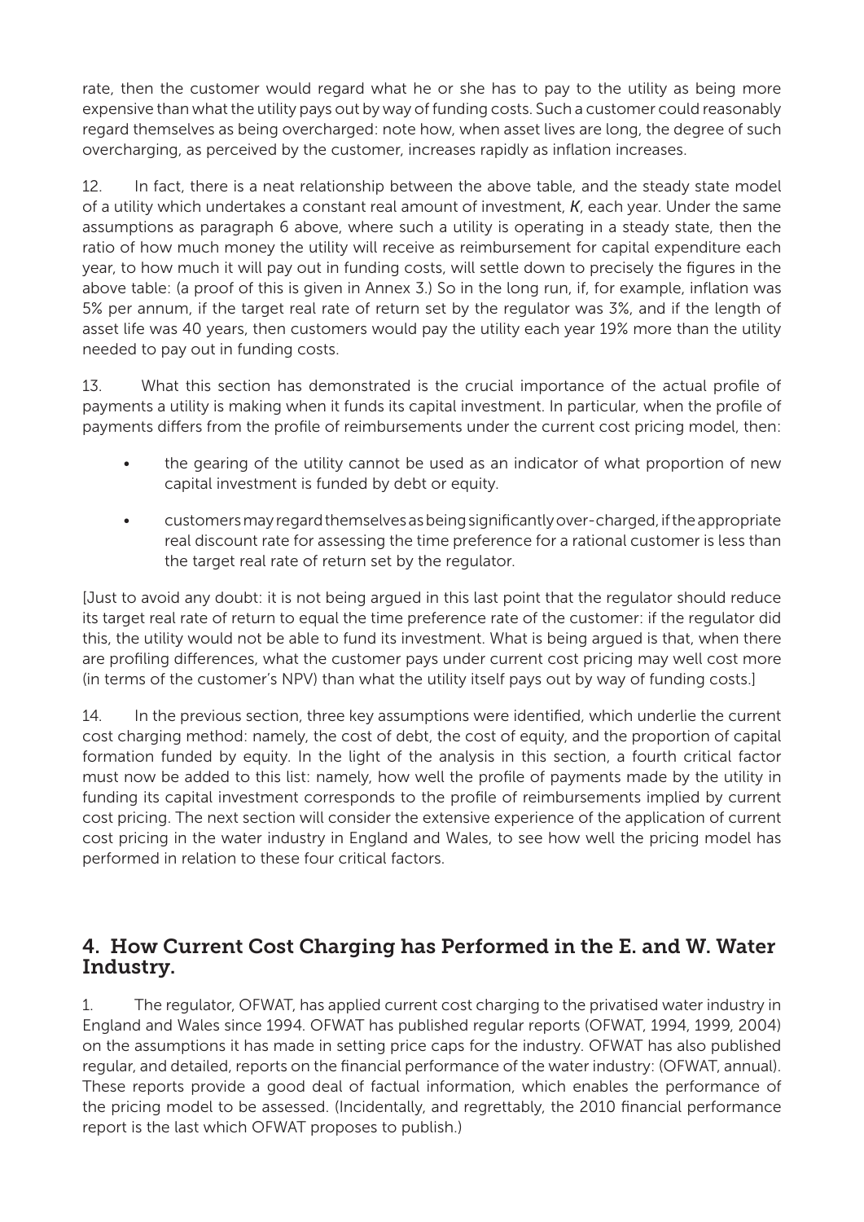rate, then the customer would regard what he or she has to pay to the utility as being more expensive than what the utility pays out by way of funding costs. Such a customer could reasonably regard themselves as being overcharged: note how, when asset lives are long, the degree of such overcharging, as perceived by the customer, increases rapidly as inflation increases.

12. In fact, there is a neat relationship between the above table, and the steady state model of a utility which undertakes a constant real amount of investment, $K$, each year. Under the same assumptions as paragraph 6 above, where such a utility is operating in a steady state, then the ratio of how much money the utility will receive as reimbursement for capital expenditure each year, to how much it will pay out in funding costs, will settle down to precisely the figures in the above table: (a proof of this is given in Annex 3.) So in the long run, if, for example, inflation was 5% per annum, if the target real rate of return set by the regulator was 3%, and if the length of asset life was 40 years, then customers would pay the utility each year 19% more than the utility needed to pay out in funding costs.

13. What this section has demonstrated is the crucial importance of the actual profile of payments a utility is making when it funds its capital investment. In particular, when the profile of payments differs from the profile of reimbursements under the current cost pricing model, then:

- the gearing of the utility cannot be used as an indicator of what proportion of new capital investment is funded by debt or equity.
- customers may regard themselves as being significantly over-charged, if the appropriate real discount rate for assessing the time preference for a rational customer is less than the target real rate of return set by the regulator.

[Just to avoid any doubt: it is not being argued in this last point that the regulator should reduce its target real rate of return to equal the time preference rate of the customer: if the regulator did this, the utility would not be able to fund its investment. What is being argued is that, when there are profiling differences, what the customer pays under current cost pricing may well cost more (in terms of the customer's NPV) than what the utility itself pays out by way of funding costs.]

14. In the previous section, three key assumptions were identified, which underlie the current cost charging method: namely, the cost of debt, the cost of equity, and the proportion of capital formation funded by equity. In the light of the analysis in this section, a fourth critical factor must now be added to this list: namely, how well the profile of payments made by the utility in funding its capital investment corresponds to the profile of reimbursements implied by current cost pricing. The next section will consider the extensive experience of the application of current cost pricing in the water industry in England and Wales, to see how well the pricing model has performed in relation to these four critical factors.

## 4. How Current Cost Charging has Performed in the E. and W. Water Industry.

1. The regulator, OFWAT, has applied current cost charging to the privatised water industry in England and Wales since 1994. OFWAT has published regular reports (OFWAT, 1994, 1999, 2004) on the assumptions it has made in setting price caps for the industry. OFWAT has also published regular, and detailed, reports on the financial performance of the water industry: (OFWAT, annual). These reports provide a good deal of factual information, which enables the performance of the pricing model to be assessed. (Incidentally, and regrettably, the 2010 financial performance report is the last which OFWAT proposes to publish.)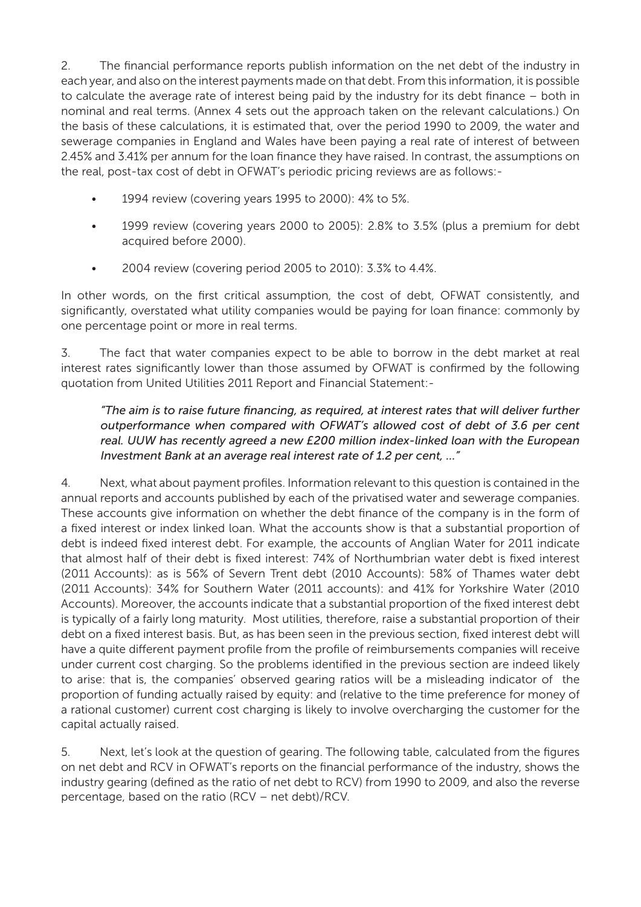2. The financial performance reports publish information on the net debt of the industry in each year, and also on the interest payments made on that debt. From this information, it is possible to calculate the average rate of interest being paid by the industry for its debt finance – both in nominal and real terms. (Annex 4 sets out the approach taken on the relevant calculations.) On the basis of these calculations, it is estimated that, over the period 1990 to 2009, the water and sewerage companies in England and Wales have been paying a real rate of interest of between 2.45% and 3.41% per annum for the loan finance they have raised. In contrast, the assumptions on the real, post-tax cost of debt in OFWAT's periodic pricing reviews are as follows:-

- 1994 review (covering years 1995 to 2000): 4% to 5%.
- 1999 review (covering years 2000 to 2005): 2.8% to 3.5% (plus a premium for debt acquired before 2000).
- 2004 review (covering period 2005 to 2010): 3.3% to 4.4%.

In other words, on the first critical assumption, the cost of debt, OFWAT consistently, and significantly, overstated what utility companies would be paying for loan finance: commonly by one percentage point or more in real terms.

3. The fact that water companies expect to be able to borrow in the debt market at real interest rates significantly lower than those assumed by OFWAT is confirmed by the following quotation from United Utilities 2011 Report and Financial Statement:-

> *"The aim is to raise future financing, as required, at interest rates that will deliver further outperformance when compared with OFWAT's allowed cost of debt of 3.6 per cent real. UUW has recently agreed a new £200 million index-linked loan with the European Investment Bank at an average real interest rate of 1.2 per cent, ..."*

4. Next, what about payment profiles. Information relevant to this question is contained in the annual reports and accounts published by each of the privatised water and sewerage companies. These accounts give information on whether the debt finance of the company is in the form of a fixed interest or index linked loan. What the accounts show is that a substantial proportion of debt is indeed fixed interest debt. For example, the accounts of Anglian Water for 2011 indicate that almost half of their debt is fixed interest: 74% of Northumbrian water debt is fixed interest (2011 Accounts): as is 56% of Severn Trent debt (2010 Accounts): 58% of Thames water debt (2011 Accounts): 34% for Southern Water (2011 accounts): and 41% for Yorkshire Water (2010 Accounts). Moreover, the accounts indicate that a substantial proportion of the fixed interest debt is typically of a fairly long maturity. Most utilities, therefore, raise a substantial proportion of their debt on a fixed interest basis. But, as has been seen in the previous section, fixed interest debt will have a quite different payment profile from the profile of reimbursements companies will receive under current cost charging. So the problems identified in the previous section are indeed likely to arise: that is, the companies' observed gearing ratios will be a misleading indicator of the proportion of funding actually raised by equity: and (relative to the time preference for money of a rational customer) current cost charging is likely to involve overcharging the customer for the capital actually raised.

5. Next, let's look at the question of gearing. The following table, calculated from the figures on net debt and RCV in OFWAT's reports on the financial performance of the industry, shows the industry gearing (defined as the ratio of net debt to RCV) from 1990 to 2009, and also the reverse percentage, based on the ratio (RCV – net debt)/RCV.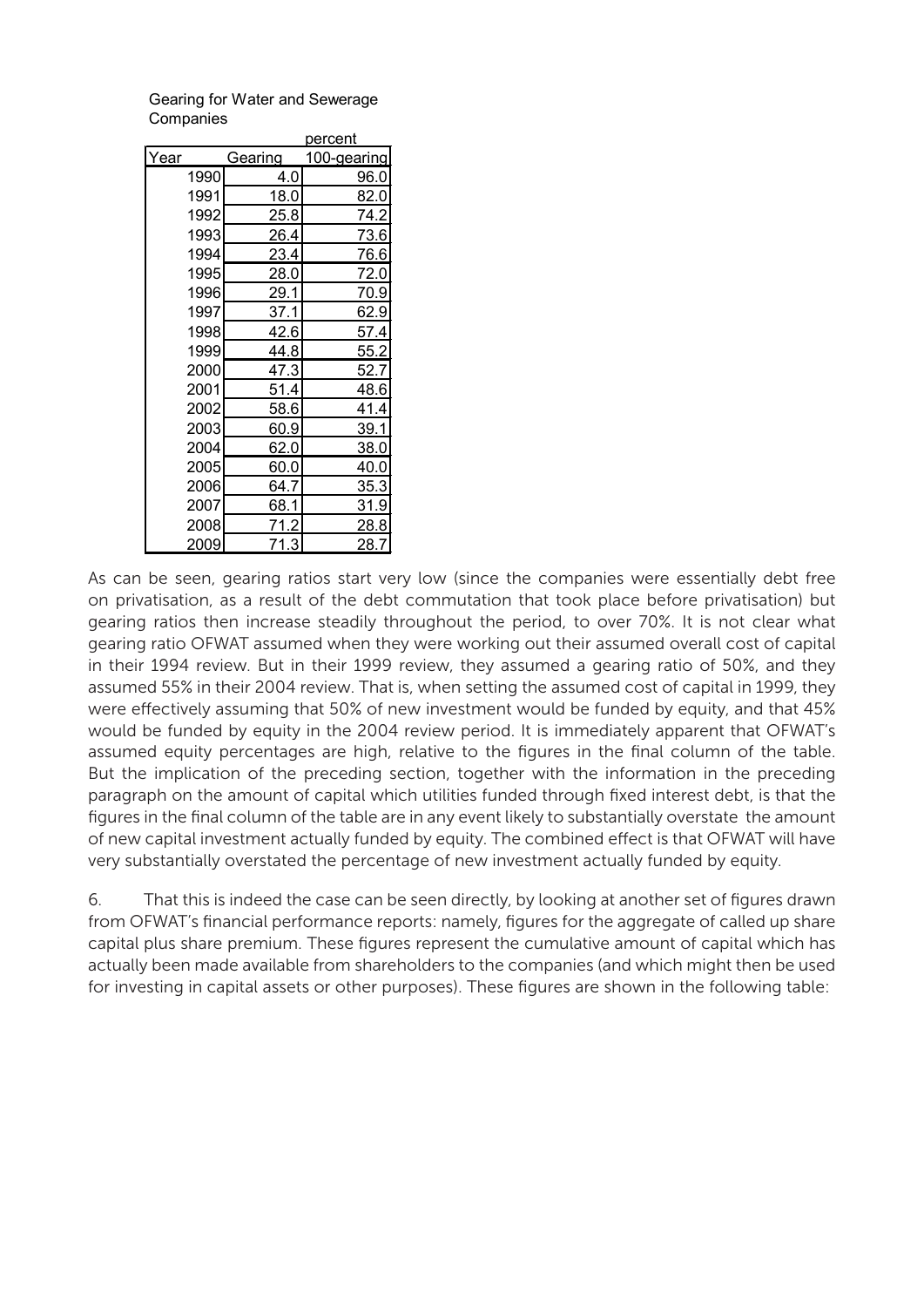Gearing for Water and Sewerage Companies

| Year | Gearing | 100-gearing |
|---|---|---|
| | | percent |
| 1990 | 4.0 | 96.0 |
| 1991 | 18.0 | 82.0 |
| 1992 | 25.8 | 74.2 |
| 1993 | 26.4 | 73.6 |
| 1994 | 23.4 | 76.6 |
| 1995 | 28.0 | 72.0 |
| 1996 | 29.1 | 70.9 |
| 1997 | 37.1 | 62.9 |
| 1998 | 42.6 | 57.4 |
| 1999 | 44.8 | 55.2 |
| 2000 | 47.3 | 52.7 |
| 2001 | 51.4 | 48.6 |
| 2002 | 58.6 | 41.4 |
| 2003 | 60.9 | 39.1 |
| 2004 | 62.0 | 38.0 |
| 2005 | 60.0 | 40.0 |
| 2006 | 64.7 | 35.3 |
| 2007 | 68.1 | 31.9 |
| 2008 | 71.2 | 28.8 |
| 2009 | 71.3 | 28.7 |

As can be seen, gearing ratios start very low (since the companies were essentially debt free on privatisation, as a result of the debt commutation that took place before privatisation) but gearing ratios then increase steadily throughout the period, to over 70%. It is not clear what gearing ratio OFWAT assumed when they were working out their assumed overall cost of capital in their 1994 review. But in their 1999 review, they assumed a gearing ratio of 50%, and they assumed 55% in their 2004 review. That is, when setting the assumed cost of capital in 1999, they were effectively assuming that 50% of new investment would be funded by equity, and that 45% would be funded by equity in the 2004 review period. It is immediately apparent that OFWAT's assumed equity percentages are high, relative to the figures in the final column of the table. But the implication of the preceding section, together with the information in the preceding paragraph on the amount of capital which utilities funded through fixed interest debt, is that the figures in the final column of the table are in any event likely to substantially overstate the amount of new capital investment actually funded by equity. The combined effect is that OFWAT will have very substantially overstated the percentage of new investment actually funded by equity.

6. That this is indeed the case can be seen directly, by looking at another set of figures drawn from OFWAT's financial performance reports: namely, figures for the aggregate of called up share capital plus share premium. These figures represent the cumulative amount of capital which has actually been made available from shareholders to the companies (and which might then be used for investing in capital assets or other purposes). These figures are shown in the following table: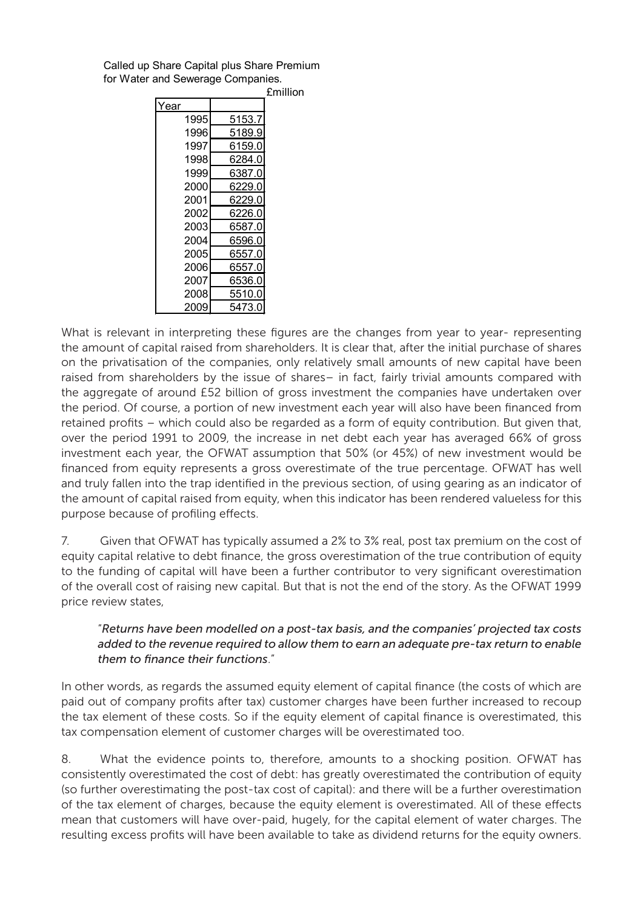Called up Share Capital plus Share Premium for Water and Sewerage Companies.

£million

| Year | |
|---|---|
| 1995 | 5153.7 |
| 1996 | 5189.9 |
| 1997 | 6159.0 |
| 1998 | 6284.0 |
| 1999 | 6387.0 |
| 2000 | 6229.0 |
| 2001 | 6229.0 |
| 2002 | 6226.0 |
| 2003 | 6587.0 |
| 2004 | 6596.0 |
| 2005 | 6557.0 |
| 2006 | 6557.0 |
| 2007 | 6536.0 |
| 2008 | 5510.0 |
| 2009 | 5473.0 |

What is relevant in interpreting these figures are the changes from year to year- representing the amount of capital raised from shareholders. It is clear that, after the initial purchase of shares on the privatisation of the companies, only relatively small amounts of new capital have been raised from shareholders by the issue of shares– in fact, fairly trivial amounts compared with the aggregate of around £52 billion of gross investment the companies have undertaken over the period. Of course, a portion of new investment each year will also have been financed from retained profits – which could also be regarded as a form of equity contribution. But given that, over the period 1991 to 2009, the increase in net debt each year has averaged 66% of gross investment each year, the OFWAT assumption that 50% (or 45%) of new investment would be financed from equity represents a gross overestimate of the true percentage. OFWAT has well and truly fallen into the trap identified in the previous section, of using gearing as an indicator of the amount of capital raised from equity, when this indicator has been rendered valueless for this purpose because of profiling effects.

7. Given that OFWAT has typically assumed a 2% to 3% real, post tax premium on the cost of equity capital relative to debt finance, the gross overestimation of the true contribution of equity to the funding of capital will have been a further contributor to very significant overestimation of the overall cost of raising new capital. But that is not the end of the story. As the OFWAT 1999 price review states,

> "*Returns have been modelled on a post-tax basis, and the companies' projected tax costs added to the revenue required to allow them to earn an adequate pre-tax return to enable them to finance their functions*."

In other words, as regards the assumed equity element of capital finance (the costs of which are paid out of company profits after tax) customer charges have been further increased to recoup the tax element of these costs. So if the equity element of capital finance is overestimated, this tax compensation element of customer charges will be overestimated too.

8. What the evidence points to, therefore, amounts to a shocking position. OFWAT has consistently overestimated the cost of debt: has greatly overestimated the contribution of equity (so further overestimating the post-tax cost of capital): and there will be a further overestimation of the tax element of charges, because the equity element is overestimated. All of these effects mean that customers will have over-paid, hugely, for the capital element of water charges. The resulting excess profits will have been available to take as dividend returns for the equity owners.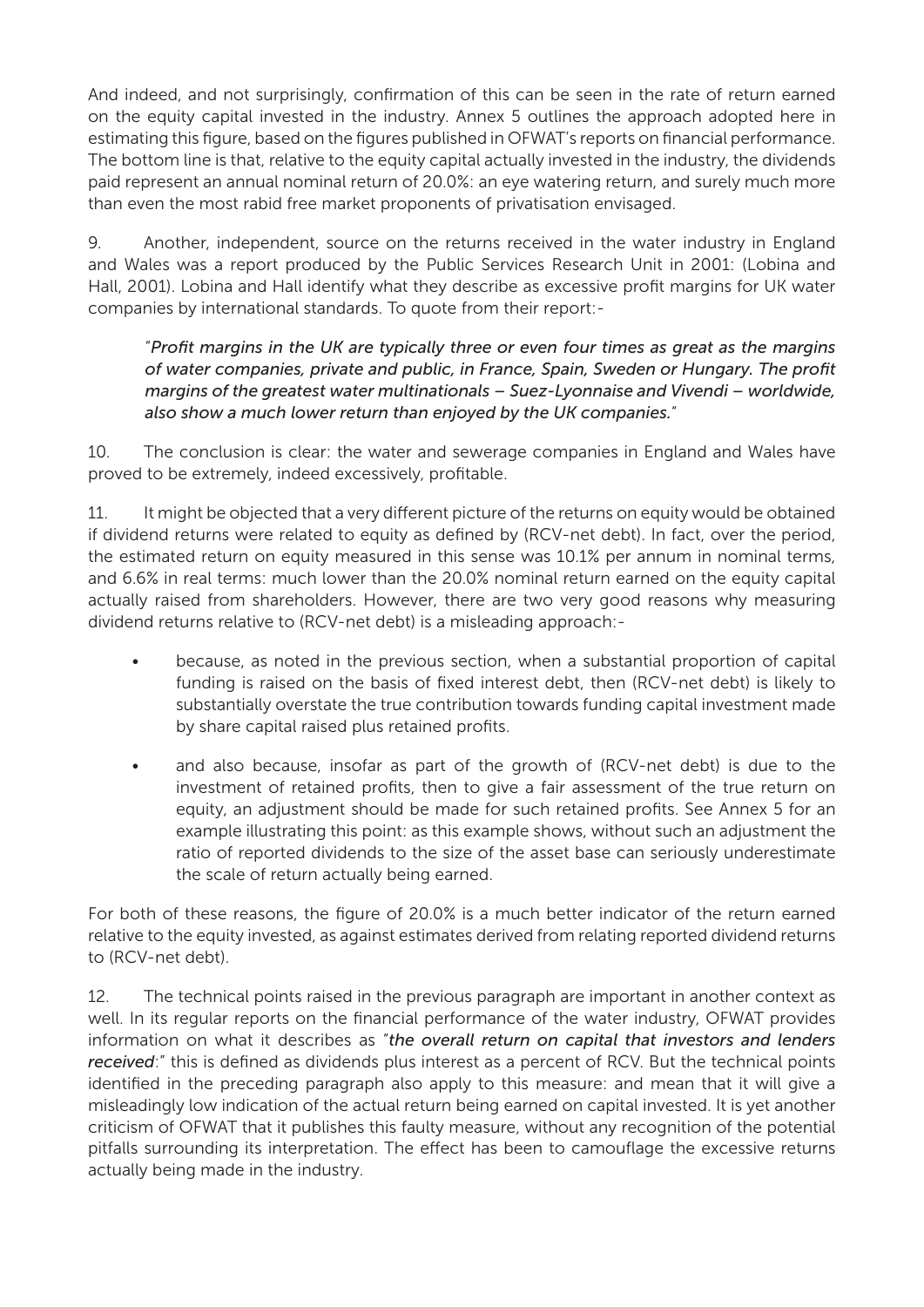And indeed, and not surprisingly, confirmation of this can be seen in the rate of return earned on the equity capital invested in the industry. Annex 5 outlines the approach adopted here in estimating this figure, based on the figures published in OFWAT's reports on financial performance. The bottom line is that, relative to the equity capital actually invested in the industry, the dividends paid represent an annual nominal return of 20.0%: an eye watering return, and surely much more than even the most rabid free market proponents of privatisation envisaged.

9. Another, independent, source on the returns received in the water industry in England and Wales was a report produced by the Public Services Research Unit in 2001: (Lobina and Hall, 2001). Lobina and Hall identify what they describe as excessive profit margins for UK water companies by international standards. To quote from their report:-

> "*Profit margins in the UK are typically three or even four times as great as the margins of water companies, private and public, in France, Spain, Sweden or Hungary. The profit margins of the greatest water multinationals – Suez-Lyonnaise and Vivendi – worldwide, also show a much lower return than enjoyed by the UK companies.*"

10. The conclusion is clear: the water and sewerage companies in England and Wales have proved to be extremely, indeed excessively, profitable.

11. It might be objected that a very different picture of the returns on equity would be obtained if dividend returns were related to equity as defined by (RCV-net debt). In fact, over the period, the estimated return on equity measured in this sense was 10.1% per annum in nominal terms, and 6.6% in real terms: much lower than the 20.0% nominal return earned on the equity capital actually raised from shareholders. However, there are two very good reasons why measuring dividend returns relative to (RCV-net debt) is a misleading approach:-

- because, as noted in the previous section, when a substantial proportion of capital funding is raised on the basis of fixed interest debt, then (RCV-net debt) is likely to substantially overstate the true contribution towards funding capital investment made by share capital raised plus retained profits.
- and also because, insofar as part of the growth of (RCV-net debt) is due to the investment of retained profits, then to give a fair assessment of the true return on equity, an adjustment should be made for such retained profits. See Annex 5 for an example illustrating this point: as this example shows, without such an adjustment the ratio of reported dividends to the size of the asset base can seriously underestimate the scale of return actually being earned.

For both of these reasons, the figure of 20.0% is a much better indicator of the return earned relative to the equity invested, as against estimates derived from relating reported dividend returns to (RCV-net debt).

12. The technical points raised in the previous paragraph are important in another context as well. In its regular reports on the financial performance of the water industry, OFWAT provides information on what it describes as "***the overall return on capital that investors and lenders received***:" this is defined as dividends plus interest as a percent of RCV. But the technical points identified in the preceding paragraph also apply to this measure: and mean that it will give a misleadingly low indication of the actual return being earned on capital invested. It is yet another criticism of OFWAT that it publishes this faulty measure, without any recognition of the potential pitfalls surrounding its interpretation. The effect has been to camouflage the excessive returns actually being made in the industry.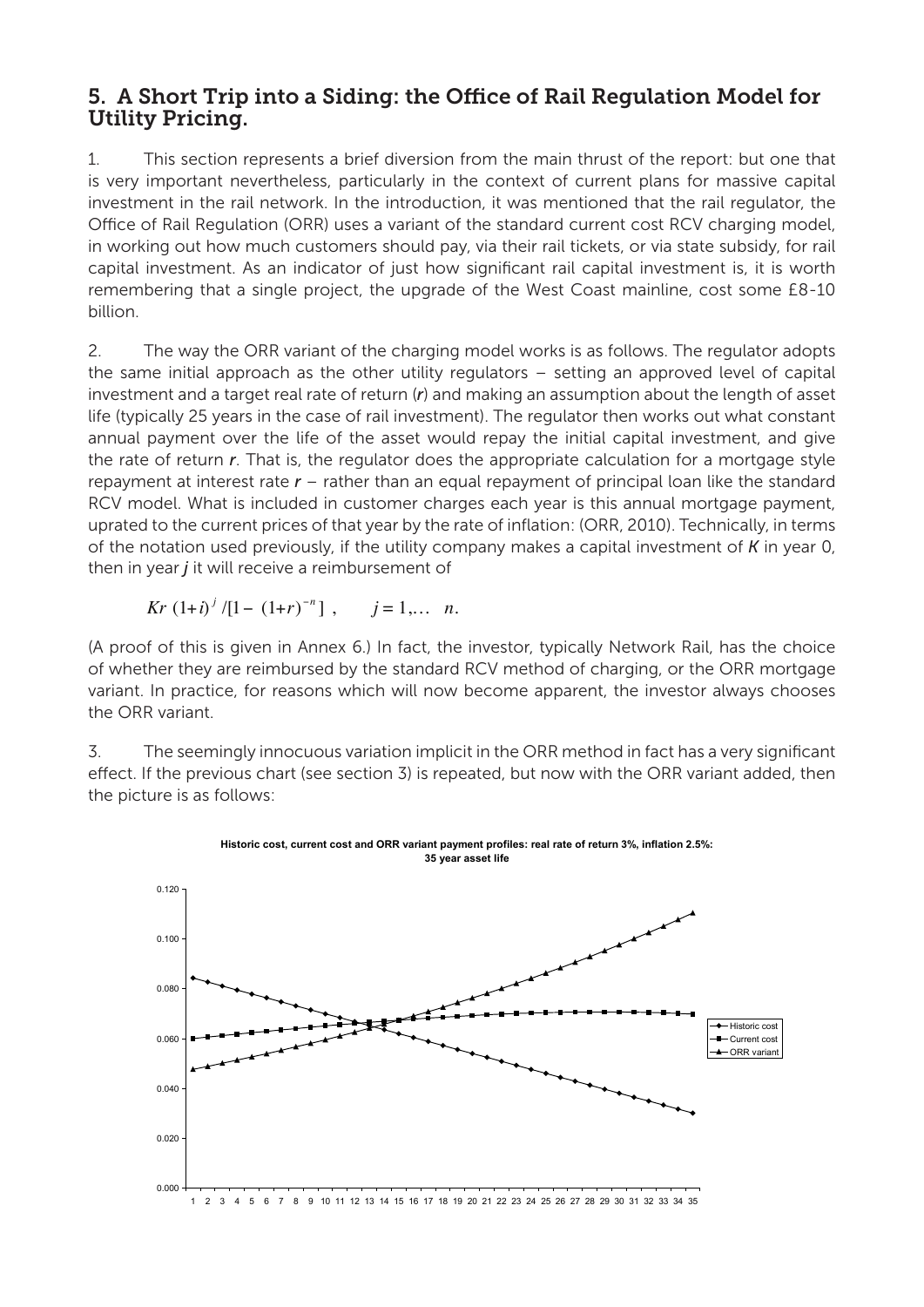## 5. A Short Trip into a Siding: the Office of Rail Regulation Model for Utility Pricing.

1. This section represents a brief diversion from the main thrust of the report: but one that is very important nevertheless, particularly in the context of current plans for massive capital investment in the rail network. In the introduction, it was mentioned that the rail regulator, the Office of Rail Regulation (ORR) uses a variant of the standard current cost RCV charging model, in working out how much customers should pay, via their rail tickets, or via state subsidy, for rail capital investment. As an indicator of just how significant rail capital investment is, it is worth remembering that a single project, the upgrade of the West Coast mainline, cost some £8-10 billion.

2. The way the ORR variant of the charging model works is as follows. The regulator adopts the same initial approach as the other utility regulators – setting an approved level of capital investment and a target real rate of return (***r***) and making an assumption about the length of asset life (typically 25 years in the case of rail investment). The regulator then works out what constant annual payment over the life of the asset would repay the initial capital investment, and give the rate of return ***r***. That is, the regulator does the appropriate calculation for a mortgage style repayment at interest rate ***r*** – rather than an equal repayment of principal loan like the standard RCV model. What is included in customer charges each year is this annual mortgage payment, uprated to the current prices of that year by the rate of inflation: (ORR, 2010). Technically, in terms of the notation used previously, if the utility company makes a capital investment of ***K*** in year 0, then in year ***j*** it will receive a reimbursement of

$$Kr\,(1+i)^{j}/[1-\,(1+r)^{-n}]\;, \qquad j = 1, \dots\; n.$$

(A proof of this is given in Annex 6.) In fact, the investor, typically Network Rail, has the choice of whether they are reimbursed by the standard RCV method of charging, or the ORR mortgage variant. In practice, for reasons which will now become apparent, the investor always chooses the ORR variant.

3. The seemingly innocuous variation implicit in the ORR method in fact has a very significant effect. If the previous chart (see section 3) is repeated, but now with the ORR variant added, then the picture is as follows:

**Historic cost, current cost and ORR variant payment profiles: real rate of return 3%, inflation 2.5%: 35 year asset life**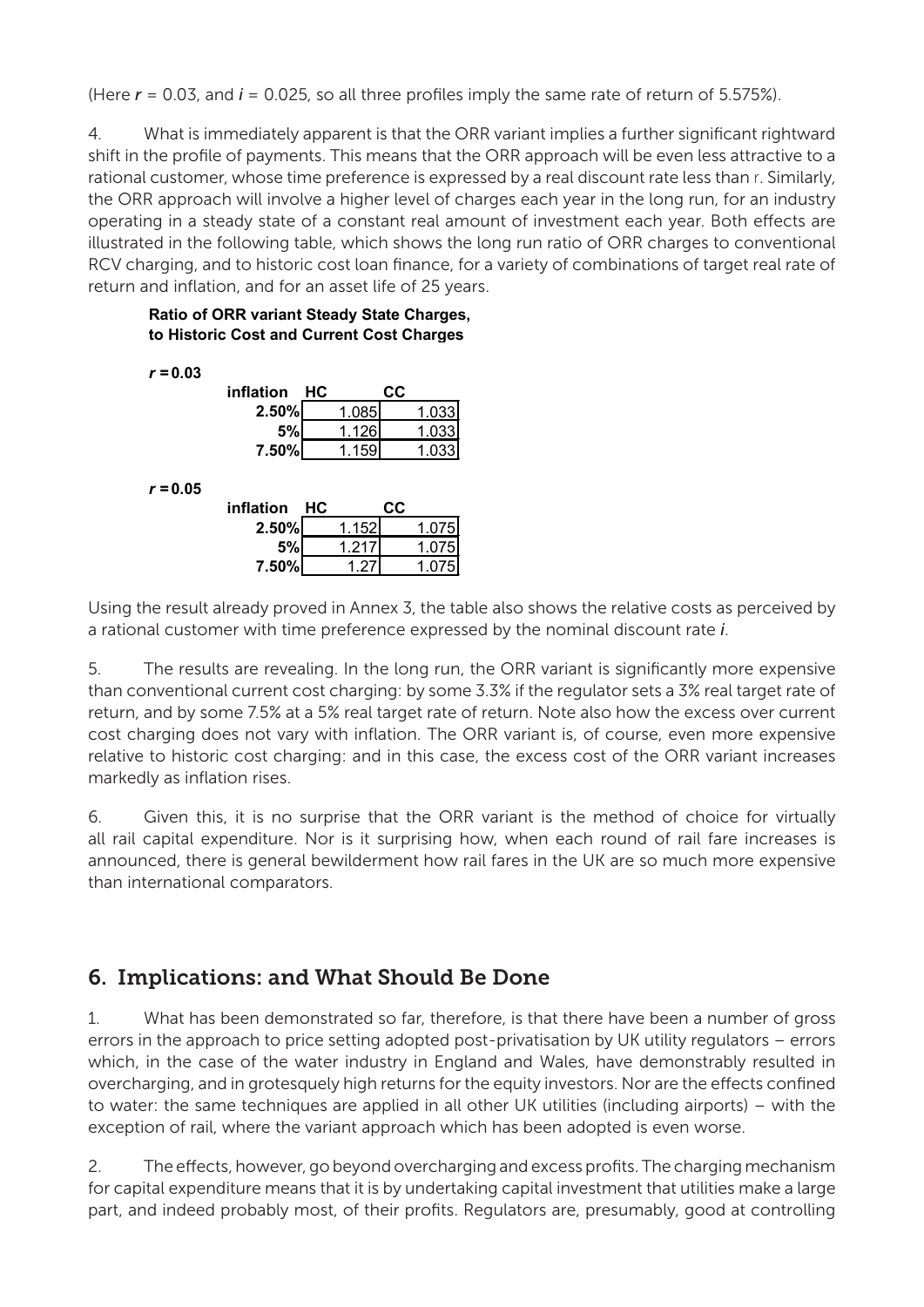(Here $r$ = 0.03, and $i$ = 0.025, so all three profiles imply the same rate of return of 5.575%).

4. What is immediately apparent is that the ORR variant implies a further significant rightward shift in the profile of payments. This means that the ORR approach will be even less attractive to a rational customer, whose time preference is expressed by a real discount rate less than r. Similarly, the ORR approach will involve a higher level of charges each year in the long run, for an industry operating in a steady state of a constant real amount of investment each year. Both effects are illustrated in the following table, which shows the long run ratio of ORR charges to conventional RCV charging, and to historic cost loan finance, for a variety of combinations of target real rate of return and inflation, and for an asset life of 25 years.

**Ratio of ORR variant Steady State Charges, to Historic Cost and Current Cost Charges**

$r = 0.03$

| inflation | HC | CC |
|---|---|---|
| **2.50%** | 1.085 | 1.033 |
| **5%** | 1.126 | 1.033 |
| **7.50%** | 1.159 | 1.033 |

$r = 0.05$

| inflation | HC | CC |
|---|---|---|
| **2.50%** | 1.152 | 1.075 |
| **5%** | 1.217 | 1.075 |
| **7.50%** | 1.27 | 1.075 |

Using the result already proved in Annex 3, the table also shows the relative costs as perceived by a rational customer with time preference expressed by the nominal discount rate $i$.

5. The results are revealing. In the long run, the ORR variant is significantly more expensive than conventional current cost charging: by some 3.3% if the regulator sets a 3% real target rate of return, and by some 7.5% at a 5% real target rate of return. Note also how the excess over current cost charging does not vary with inflation. The ORR variant is, of course, even more expensive relative to historic cost charging: and in this case, the excess cost of the ORR variant increases markedly as inflation rises.

6. Given this, it is no surprise that the ORR variant is the method of choice for virtually all rail capital expenditure. Nor is it surprising how, when each round of rail fare increases is announced, there is general bewilderment how rail fares in the UK are so much more expensive than international comparators.

## 6. Implications: and What Should Be Done

1. What has been demonstrated so far, therefore, is that there have been a number of gross errors in the approach to price setting adopted post-privatisation by UK utility regulators – errors which, in the case of the water industry in England and Wales, have demonstrably resulted in overcharging, and in grotesquely high returns for the equity investors. Nor are the effects confined to water: the same techniques are applied in all other UK utilities (including airports) – with the exception of rail, where the variant approach which has been adopted is even worse.

2. The effects, however, go beyond overcharging and excess profits. The charging mechanism for capital expenditure means that it is by undertaking capital investment that utilities make a large part, and indeed probably most, of their profits. Regulators are, presumably, good at controlling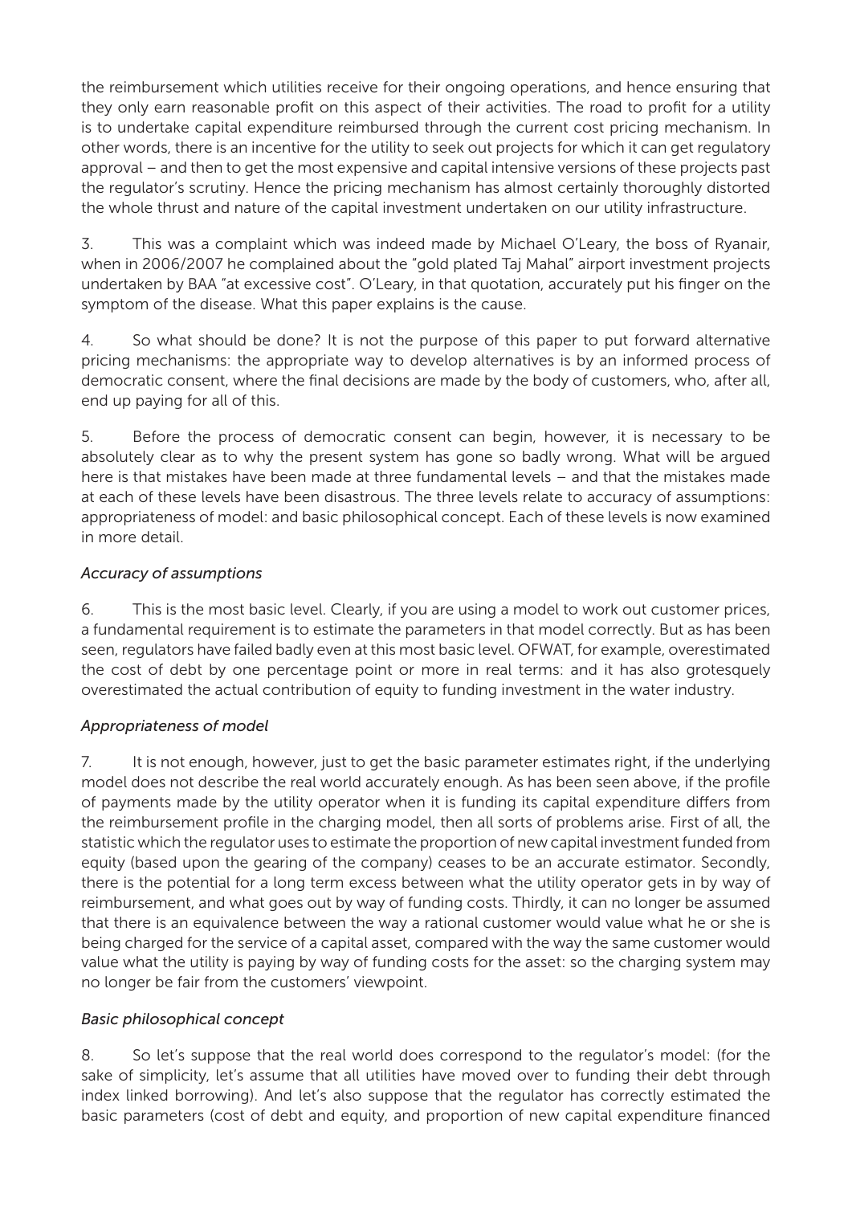the reimbursement which utilities receive for their ongoing operations, and hence ensuring that they only earn reasonable profit on this aspect of their activities. The road to profit for a utility is to undertake capital expenditure reimbursed through the current cost pricing mechanism. In other words, there is an incentive for the utility to seek out projects for which it can get regulatory approval – and then to get the most expensive and capital intensive versions of these projects past the regulator's scrutiny. Hence the pricing mechanism has almost certainly thoroughly distorted the whole thrust and nature of the capital investment undertaken on our utility infrastructure.

3. This was a complaint which was indeed made by Michael O'Leary, the boss of Ryanair, when in 2006/2007 he complained about the "gold plated Taj Mahal" airport investment projects undertaken by BAA "at excessive cost". O'Leary, in that quotation, accurately put his finger on the symptom of the disease. What this paper explains is the cause.

4. So what should be done? It is not the purpose of this paper to put forward alternative pricing mechanisms: the appropriate way to develop alternatives is by an informed process of democratic consent, where the final decisions are made by the body of customers, who, after all, end up paying for all of this.

5. Before the process of democratic consent can begin, however, it is necessary to be absolutely clear as to why the present system has gone so badly wrong. What will be argued here is that mistakes have been made at three fundamental levels – and that the mistakes made at each of these levels have been disastrous. The three levels relate to accuracy of assumptions: appropriateness of model: and basic philosophical concept. Each of these levels is now examined in more detail.

*Accuracy of assumptions*

6. This is the most basic level. Clearly, if you are using a model to work out customer prices, a fundamental requirement is to estimate the parameters in that model correctly. But as has been seen, regulators have failed badly even at this most basic level. OFWAT, for example, overestimated the cost of debt by one percentage point or more in real terms: and it has also grotesquely overestimated the actual contribution of equity to funding investment in the water industry.

*Appropriateness of model*

7. It is not enough, however, just to get the basic parameter estimates right, if the underlying model does not describe the real world accurately enough. As has been seen above, if the profile of payments made by the utility operator when it is funding its capital expenditure differs from the reimbursement profile in the charging model, then all sorts of problems arise. First of all, the statistic which the regulator uses to estimate the proportion of new capital investment funded from equity (based upon the gearing of the company) ceases to be an accurate estimator. Secondly, there is the potential for a long term excess between what the utility operator gets in by way of reimbursement, and what goes out by way of funding costs. Thirdly, it can no longer be assumed that there is an equivalence between the way a rational customer would value what he or she is being charged for the service of a capital asset, compared with the way the same customer would value what the utility is paying by way of funding costs for the asset: so the charging system may no longer be fair from the customers' viewpoint.

*Basic philosophical concept*

8. So let's suppose that the real world does correspond to the regulator's model: (for the sake of simplicity, let's assume that all utilities have moved over to funding their debt through index linked borrowing). And let's also suppose that the regulator has correctly estimated the basic parameters (cost of debt and equity, and proportion of new capital expenditure financed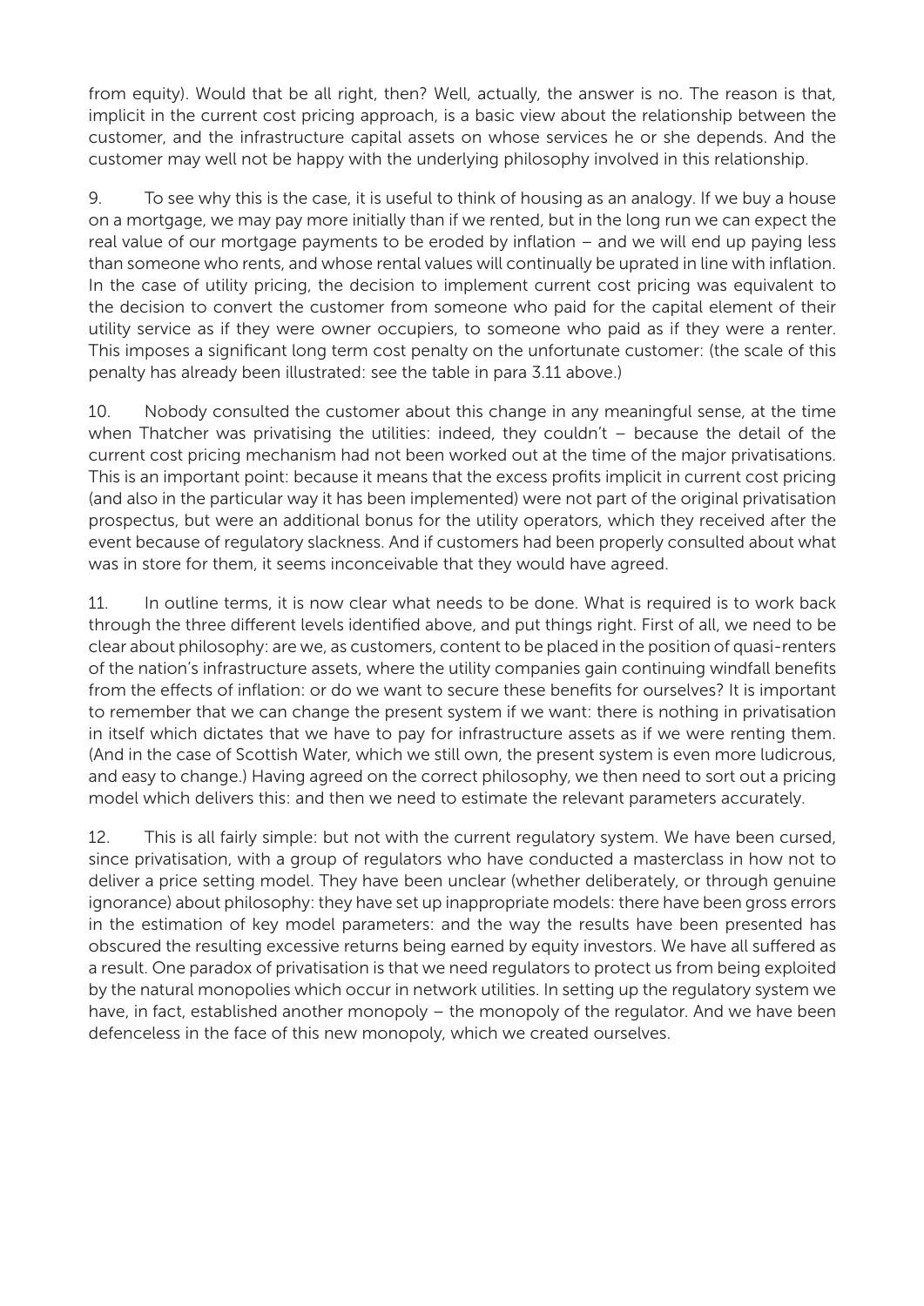from equity). Would that be all right, then? Well, actually, the answer is no. The reason is that, implicit in the current cost pricing approach, is a basic view about the relationship between the customer, and the infrastructure capital assets on whose services he or she depends. And the customer may well not be happy with the underlying philosophy involved in this relationship.

9. To see why this is the case, it is useful to think of housing as an analogy. If we buy a house on a mortgage, we may pay more initially than if we rented, but in the long run we can expect the real value of our mortgage payments to be eroded by inflation – and we will end up paying less than someone who rents, and whose rental values will continually be uprated in line with inflation. In the case of utility pricing, the decision to implement current cost pricing was equivalent to the decision to convert the customer from someone who paid for the capital element of their utility service as if they were owner occupiers, to someone who paid as if they were a renter. This imposes a significant long term cost penalty on the unfortunate customer: (the scale of this penalty has already been illustrated: see the table in para 3.11 above.)

10. Nobody consulted the customer about this change in any meaningful sense, at the time when Thatcher was privatising the utilities: indeed, they couldn't – because the detail of the current cost pricing mechanism had not been worked out at the time of the major privatisations. This is an important point: because it means that the excess profits implicit in current cost pricing (and also in the particular way it has been implemented) were not part of the original privatisation prospectus, but were an additional bonus for the utility operators, which they received after the event because of regulatory slackness. And if customers had been properly consulted about what was in store for them, it seems inconceivable that they would have agreed.

11. In outline terms, it is now clear what needs to be done. What is required is to work back through the three different levels identified above, and put things right. First of all, we need to be clear about philosophy: are we, as customers, content to be placed in the position of quasi-renters of the nation's infrastructure assets, where the utility companies gain continuing windfall benefits from the effects of inflation: or do we want to secure these benefits for ourselves? It is important to remember that we can change the present system if we want: there is nothing in privatisation in itself which dictates that we have to pay for infrastructure assets as if we were renting them. (And in the case of Scottish Water, which we still own, the present system is even more ludicrous, and easy to change.) Having agreed on the correct philosophy, we then need to sort out a pricing model which delivers this: and then we need to estimate the relevant parameters accurately.

12. This is all fairly simple: but not with the current regulatory system. We have been cursed, since privatisation, with a group of regulators who have conducted a masterclass in how not to deliver a price setting model. They have been unclear (whether deliberately, or through genuine ignorance) about philosophy: they have set up inappropriate models: there have been gross errors in the estimation of key model parameters: and the way the results have been presented has obscured the resulting excessive returns being earned by equity investors. We have all suffered as a result. One paradox of privatisation is that we need regulators to protect us from being exploited by the natural monopolies which occur in network utilities. In setting up the regulatory system we have, in fact, established another monopoly – the monopoly of the regulator. And we have been defenceless in the face of this new monopoly, which we created ourselves.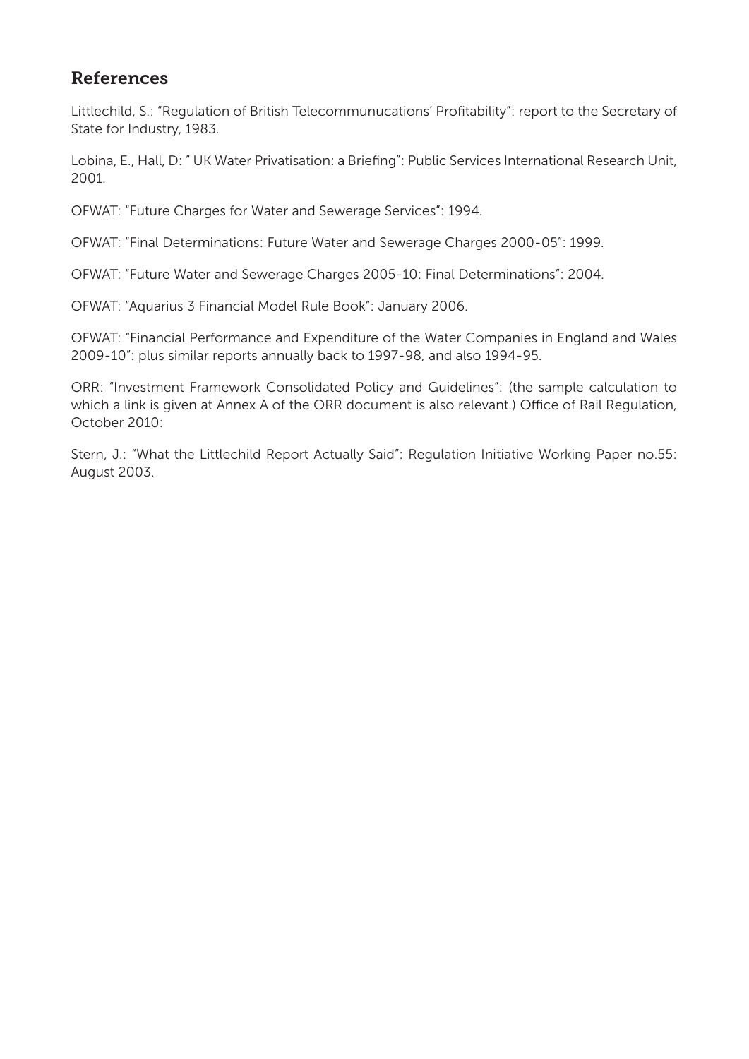## References

Littlechild, S.: "Regulation of British Telecommunucations' Profitability": report to the Secretary of State for Industry, 1983.

Lobina, E., Hall, D: " UK Water Privatisation: a Briefing": Public Services International Research Unit, 2001.

OFWAT: "Future Charges for Water and Sewerage Services": 1994.

OFWAT: "Final Determinations: Future Water and Sewerage Charges 2000-05": 1999.

OFWAT: "Future Water and Sewerage Charges 2005-10: Final Determinations": 2004.

OFWAT: "Aquarius 3 Financial Model Rule Book": January 2006.

OFWAT: "Financial Performance and Expenditure of the Water Companies in England and Wales 2009-10": plus similar reports annually back to 1997-98, and also 1994-95.

ORR: "Investment Framework Consolidated Policy and Guidelines": (the sample calculation to which a link is given at Annex A of the ORR document is also relevant.) Office of Rail Regulation, October 2010:

Stern, J.: "What the Littlechild Report Actually Said": Regulation Initiative Working Paper no.55: August 2003.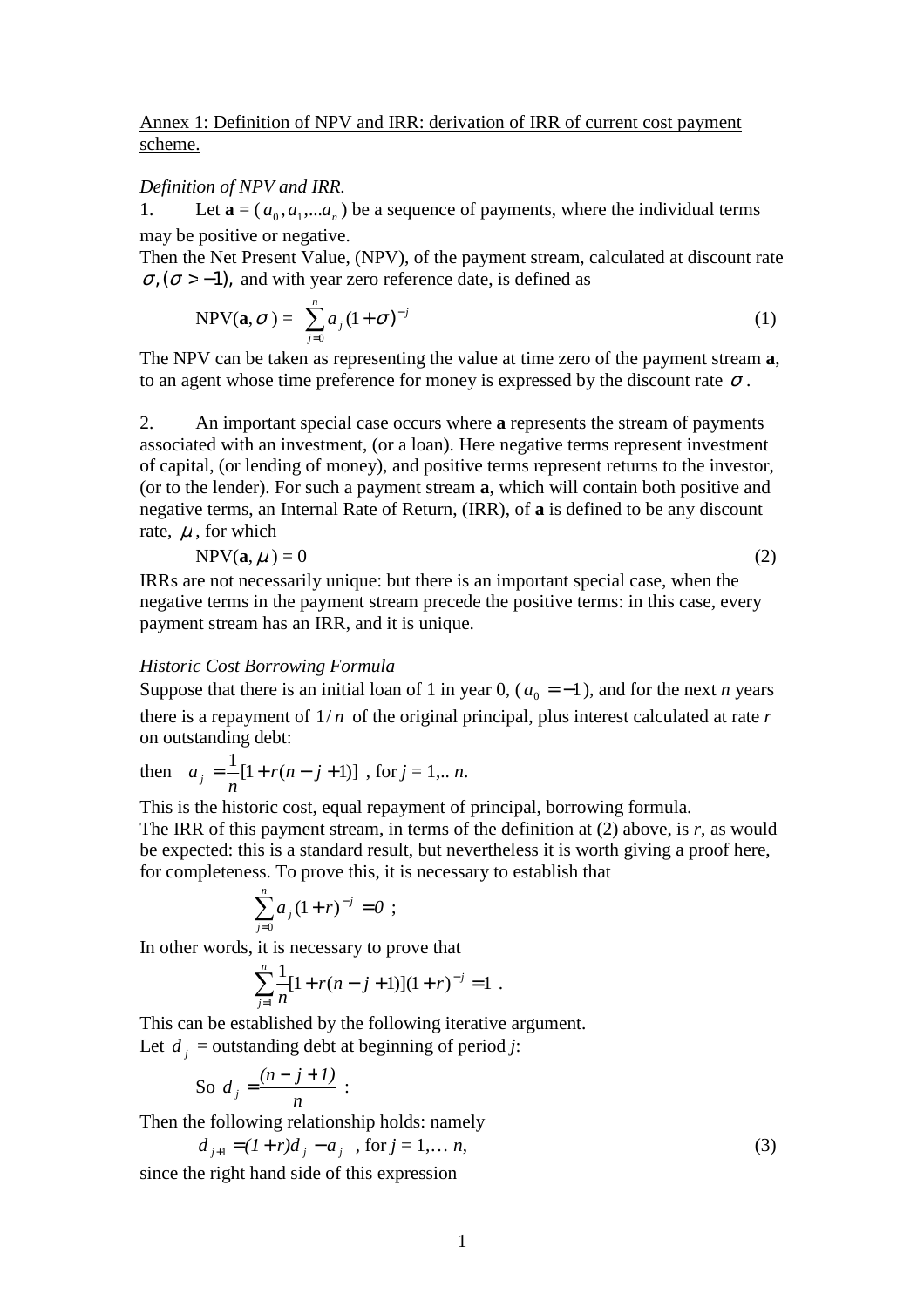Annex 1: Definition of NPV and IRR: derivation of IRR of current cost payment scheme.

*Definition of NPV and IRR.*

1. Let **a** = ($a_0, a_1,...a_n$) be a sequence of payments, where the individual terms may be positive or negative.

Then the Net Present Value, (NPV), of the payment stream, calculated at discount rate $\sigma, (\sigma > -1),$ and with year zero reference date, is defined as

$$\text{NPV}(\mathbf{a}, \sigma) = \sum_{j=0}^{n} a_j (1+\sigma)^{-j} \tag{1}$$

The NPV can be taken as representing the value at time zero of the payment stream **a**, to an agent whose time preference for money is expressed by the discount rate $\sigma$.

2. An important special case occurs where **a** represents the stream of payments associated with an investment, (or a loan). Here negative terms represent investment of capital, (or lending of money), and positive terms represent returns to the investor, (or to the lender). For such a payment stream **a**, which will contain both positive and negative terms, an Internal Rate of Return, (IRR), of **a** is defined to be any discount rate, $\mu$, for which

$$\text{NPV}(\mathbf{a}, \mu) = 0 \tag{2}$$

IRRs are not necessarily unique: but there is an important special case, when the negative terms in the payment stream precede the positive terms: in this case, every payment stream has an IRR, and it is unique.

*Historic Cost Borrowing Formula*

Suppose that there is an initial loan of 1 in year 0, ($a_0 = -1$), and for the next $n$ years there is a repayment of $1/n$ of the original principal, plus interest calculated at rate $r$ on outstanding debt:

then $a_j = \frac{1}{n}[1 + r(n - j + 1)]$ , for $j$ = 1,.. $n$.

This is the historic cost, equal repayment of principal, borrowing formula.

The IRR of this payment stream, in terms of the definition at (2) above, is $r$, as would be expected: this is a standard result, but nevertheless it is worth giving a proof here, for completeness. To prove this, it is necessary to establish that

$$\sum_{j=0}^{n} a_j (1+r)^{-j} = 0 \ ;$$

In other words, it is necessary to prove that

$$\sum_{j=1}^{n} \frac{1}{n}[1 + r(n - j + 1)](1+r)^{-j} = 1 \ .$$

This can be established by the following iterative argument.

Let $d_j$ = outstanding debt at beginning of period $j$:

So $d_j = \frac{(n - j + 1)}{n}$ :

Then the following relationship holds: namely

$$d_{j+1} = (1+r)d_j - a_j \ \ \text{, for } j = 1,\ldots n, \tag{3}$$

since the right hand side of this expression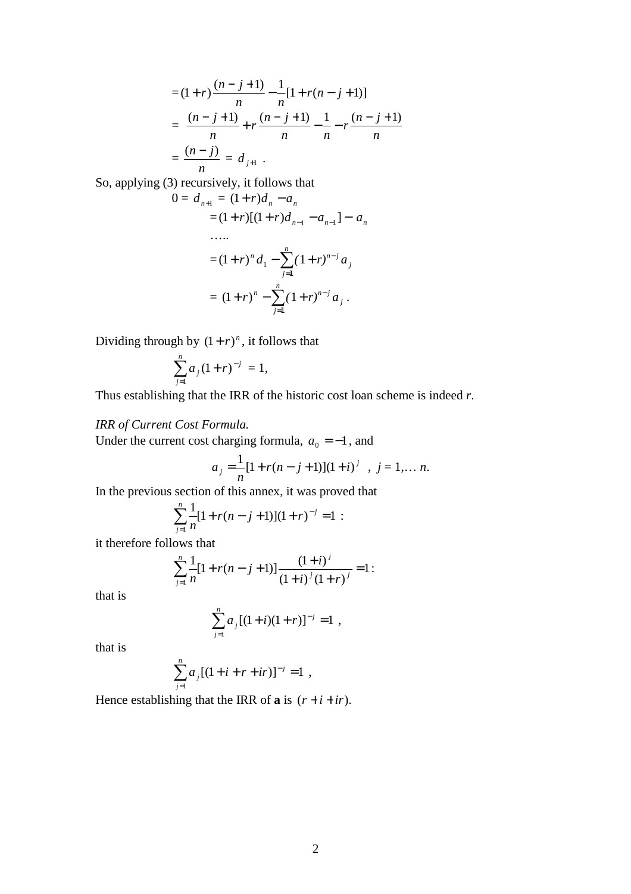$$= (1+r)\frac{(n-j+1)}{n} - \frac{1}{n}[1 + r(n-j+1)]$$

$$= \frac{(n-j+1)}{n} + r\frac{(n-j+1)}{n} - \frac{1}{n} - r\frac{(n-j+1)}{n}$$

$$= \frac{(n-j)}{n} = d_{j+1} .$$

So, applying (3) recursively, it follows that

$$0 = d_{n+1} = (1+r)d_n - a_n$$

$$= (1+r)[(1+r)d_{n-1} - a_{n-1}] - a_n$$

…..

$$= (1+r)^n d_1 - \sum_{j=1}^{n}(1+r)^{n-j} a_j$$

$$= (1+r)^n - \sum_{j=1}^{n}(1+r)^{n-j} a_j .$$

Dividing through by $(1+r)^n$, it follows that

$$\sum_{j=1}^{n} a_j (1+r)^{-j} = 1,$$

Thus establishing that the IRR of the historic cost loan scheme is indeed *r*.

*IRR of Current Cost Formula.*

Under the current cost charging formula, $a_0 = -1$, and

$$a_j = \frac{1}{n}[1 + r(n-j+1)](1+i)^j \quad , \; j = 1,\dots n.$$

In the previous section of this annex, it was proved that

$$\sum_{j=1}^{n}\frac{1}{n}[1 + r(n-j+1)](1+r)^{-j} = 1 :$$

it therefore follows that

$$\sum_{j=1}^{n}\frac{1}{n}[1 + r(n-j+1)]\frac{(1+i)^j}{(1+i)^j(1+r)^j} = 1 :$$

that is

$$\sum_{j=1}^{n} a_j [(1+i)(1+r)]^{-j} = 1 \; ,$$

that is

$$\sum_{j=1}^{n} a_j [(1 + i + r + ir)]^{-j} = 1 \; ,$$

Hence establishing that the IRR of **a** is $(r + i + ir)$.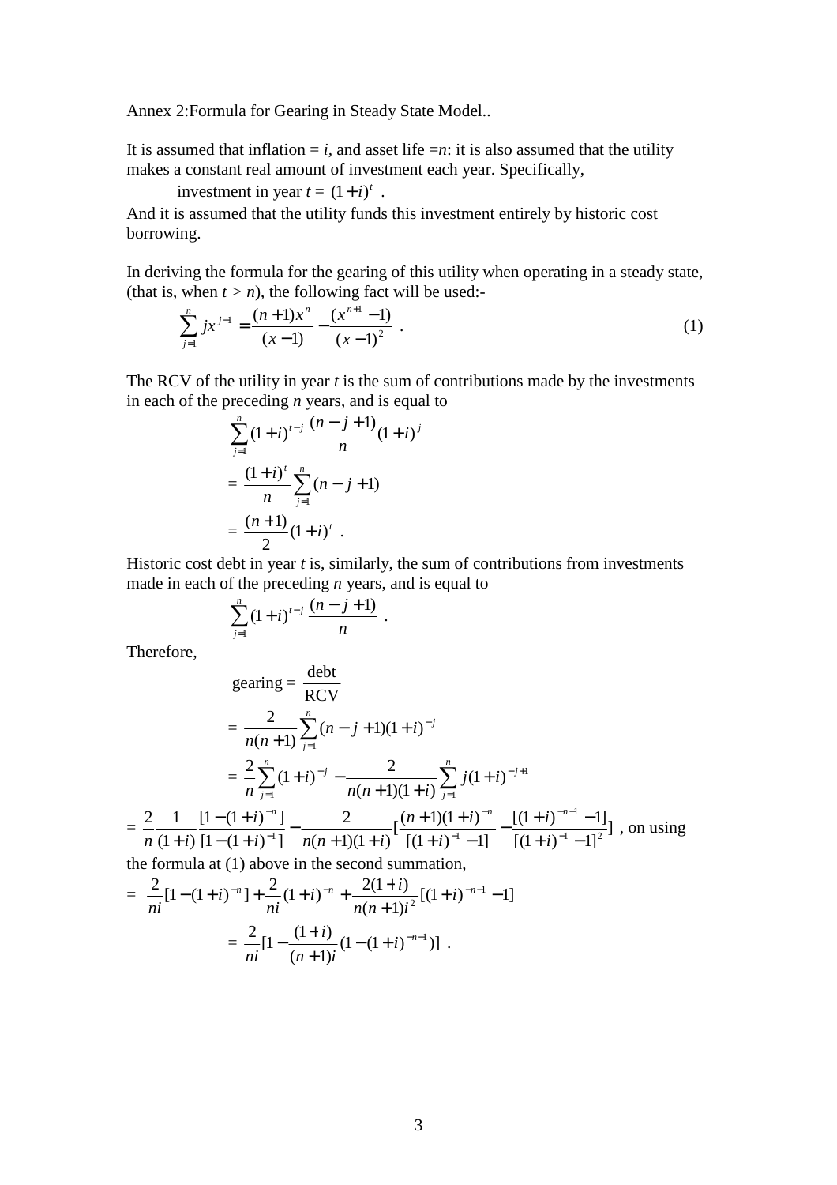Annex 2:Formula for Gearing in Steady State Model..

It is assumed that inflation = $i$, and asset life =$n$: it is also assumed that the utility makes a constant real amount of investment each year. Specifically,

investment in year $t$ = $(1+i)^t$ .

And it is assumed that the utility funds this investment entirely by historic cost borrowing.

In deriving the formula for the gearing of this utility when operating in a steady state, (that is, when $t > n$), the following fact will be used:-

$$\sum_{j=1}^{n} jx^{j-1} = \frac{(n+1)x^n}{(x-1)} - \frac{(x^{n+1}-1)}{(x-1)^2} \ . \tag{1}$$

The RCV of the utility in year $t$ is the sum of contributions made by the investments in each of the preceding $n$ years, and is equal to

$$\sum_{j=1}^{n} (1+i)^{t-j} \frac{(n-j+1)}{n}(1+i)^j$$

$$= \frac{(1+i)^t}{n} \sum_{j=1}^{n} (n-j+1)$$

$$= \frac{(n+1)}{2}(1+i)^t \ .$$

Historic cost debt in year $t$ is, similarly, the sum of contributions from investments made in each of the preceding $n$ years, and is equal to

$$\sum_{j=1}^{n} (1+i)^{t-j} \frac{(n-j+1)}{n} \ .$$

Therefore,

$$\text{gearing} = \frac{\text{debt}}{\text{RCV}}$$

$$= \frac{2}{n(n+1)} \sum_{j=1}^{n} (n-j+1)(1+i)^{-j}$$

$$= \frac{2}{n} \sum_{j=1}^{n} (1+i)^{-j} - \frac{2}{n(n+1)(1+i)} \sum_{j=1}^{n} j(1+i)^{-j+1}$$

$$= \frac{2}{n}\frac{1}{(1+i)}\frac{[1-(1+i)^{-n}]}{[1-(1+i)^{-1}]} - \frac{2}{n(n+1)(1+i)}\left[\frac{(n+1)(1+i)^{-n}}{[(1+i)^{-1}-1]} - \frac{[(1+i)^{-n-1}-1]}{[(1+i)^{-1}-1]^2}\right]$$

, on using the formula at (1) above in the second summation,

$$= \frac{2}{ni}[1-(1+i)^{-n}] + \frac{2}{ni}(1+i)^{-n} + \frac{2(1+i)}{n(n+1)i^2}[(1+i)^{-n-1}-1]$$

$$= \frac{2}{ni}\left[1 - \frac{(1+i)}{(n+1)i}(1-(1+i)^{-n-1})\right] \ .$$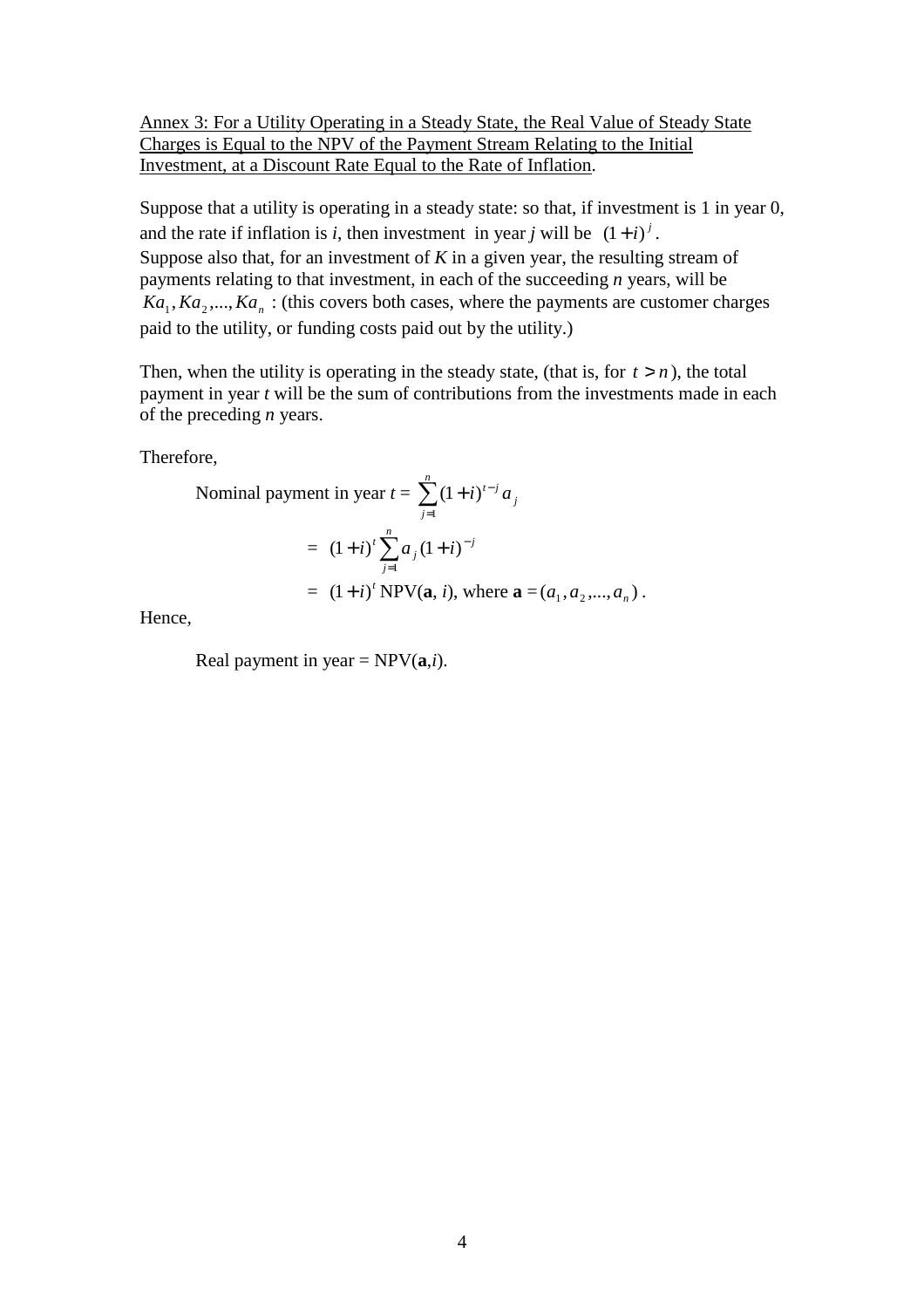Annex 3: For a Utility Operating in a Steady State, the Real Value of Steady State Charges is Equal to the NPV of the Payment Stream Relating to the Initial Investment, at a Discount Rate Equal to the Rate of Inflation.

Suppose that a utility is operating in a steady state: so that, if investment is 1 in year 0, and the rate if inflation is $i$, then investment in year $j$ will be $(1+i)^j$.
Suppose also that, for an investment of $K$ in a given year, the resulting stream of payments relating to that investment, in each of the succeeding $n$ years, will be $Ka_1, Ka_2, ..., Ka_n$ : (this covers both cases, where the payments are customer charges paid to the utility, or funding costs paid out by the utility.)

Then, when the utility is operating in the steady state, (that is, for $t > n$), the total payment in year $t$ will be the sum of contributions from the investments made in each of the preceding $n$ years.

Therefore,

$$
\begin{aligned}
\text{Nominal payment in year } t &= \sum_{j=1}^{n} (1+i)^{t-j} a_j \\
&= (1+i)^t \sum_{j=1}^{n} a_j (1+i)^{-j} \\
&= (1+i)^t \, \text{NPV}(\mathbf{a}, i), \text{ where } \mathbf{a} = (a_1, a_2, ..., a_n).
\end{aligned}
$$

Hence,

Real payment in year = NPV($\mathbf{a}$,$i$).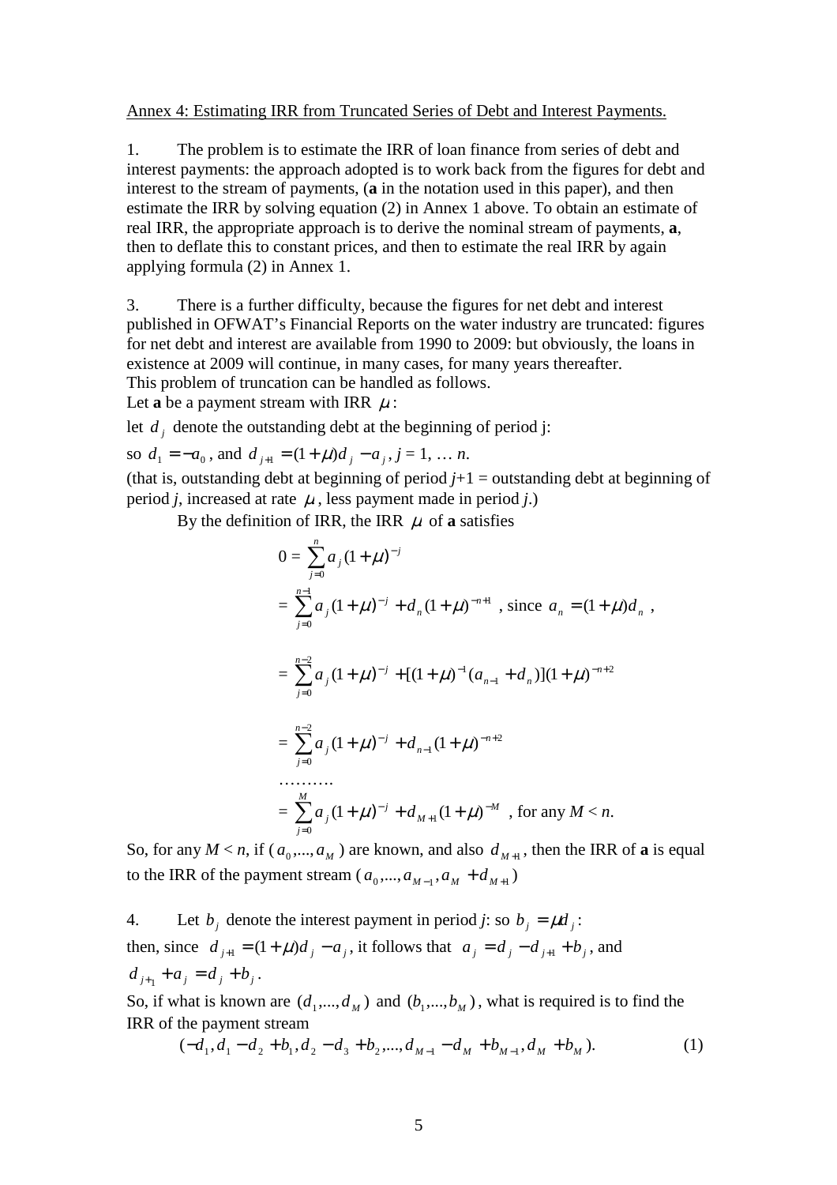Annex 4: Estimating IRR from Truncated Series of Debt and Interest Payments.

1. The problem is to estimate the IRR of loan finance from series of debt and interest payments: the approach adopted is to work back from the figures for debt and interest to the stream of payments, (**a** in the notation used in this paper), and then estimate the IRR by solving equation (2) in Annex 1 above. To obtain an estimate of real IRR, the appropriate approach is to derive the nominal stream of payments, **a**, then to deflate this to constant prices, and then to estimate the real IRR by again applying formula (2) in Annex 1.

3. There is a further difficulty, because the figures for net debt and interest published in OFWAT's Financial Reports on the water industry are truncated: figures for net debt and interest are available from 1990 to 2009: but obviously, the loans in existence at 2009 will continue, in many cases, for many years thereafter.
This problem of truncation can be handled as follows.
Let **a** be a payment stream with IRR $\mu$:

let $d_j$ denote the outstanding debt at the beginning of period j:

so $d_1 = -a_0$, and $d_{j+1} = (1+\mu)d_j - a_j$, $j = 1, \dots n$.

(that is, outstanding debt at beginning of period $j$+1 = outstanding debt at beginning of period $j$, increased at rate $\mu$, less payment made in period $j$.)

By the definition of IRR, the IRR $\mu$ of **a** satisfies

$$
\begin{aligned}
0 &= \sum_{j=0}^{n} a_j (1+\mu)^{-j} \\
&= \sum_{j=0}^{n-1} a_j (1+\mu)^{-j} + d_n (1+\mu)^{-n+1} \text{ , since } a_n = (1+\mu)d_n \text{ ,} \\
&= \sum_{j=0}^{n-2} a_j (1+\mu)^{-j} + [(1+\mu)^{-1}(a_{n-1} + d_n)](1+\mu)^{-n+2} \\
&= \sum_{j=0}^{n-2} a_j (1+\mu)^{-j} + d_{n-1}(1+\mu)^{-n+2} \\
&\dots\dots\dots \\
&= \sum_{j=0}^{M} a_j (1+\mu)^{-j} + d_{M+1}(1+\mu)^{-M} \text{ , for any } M < n.
\end{aligned}
$$

So, for any $M < n$, if $(a_0, ..., a_M)$ are known, and also $d_{M+1}$, then the IRR of **a** is equal to the IRR of the payment stream $(a_0, ..., a_{M-1}, a_M + d_{M+1})$

4. Let $b_j$ denote the interest payment in period $j$: so $b_j = \mu d_j$:
then, since $d_{j+1} = (1+\mu)d_j - a_j$, it follows that $a_j = d_j - d_{j+1} + b_j$, and $d_{j+1} + a_j = d_j + b_j$.

So, if what is known are $(d_1, ..., d_M)$ and $(b_1, ..., b_M)$, what is required is to find the IRR of the payment stream

$$(-d_1, d_1 - d_2 + b_1, d_2 - d_3 + b_2, ..., d_{M-1} - d_M + b_{M-1}, d_M + b_M). \qquad (1)$$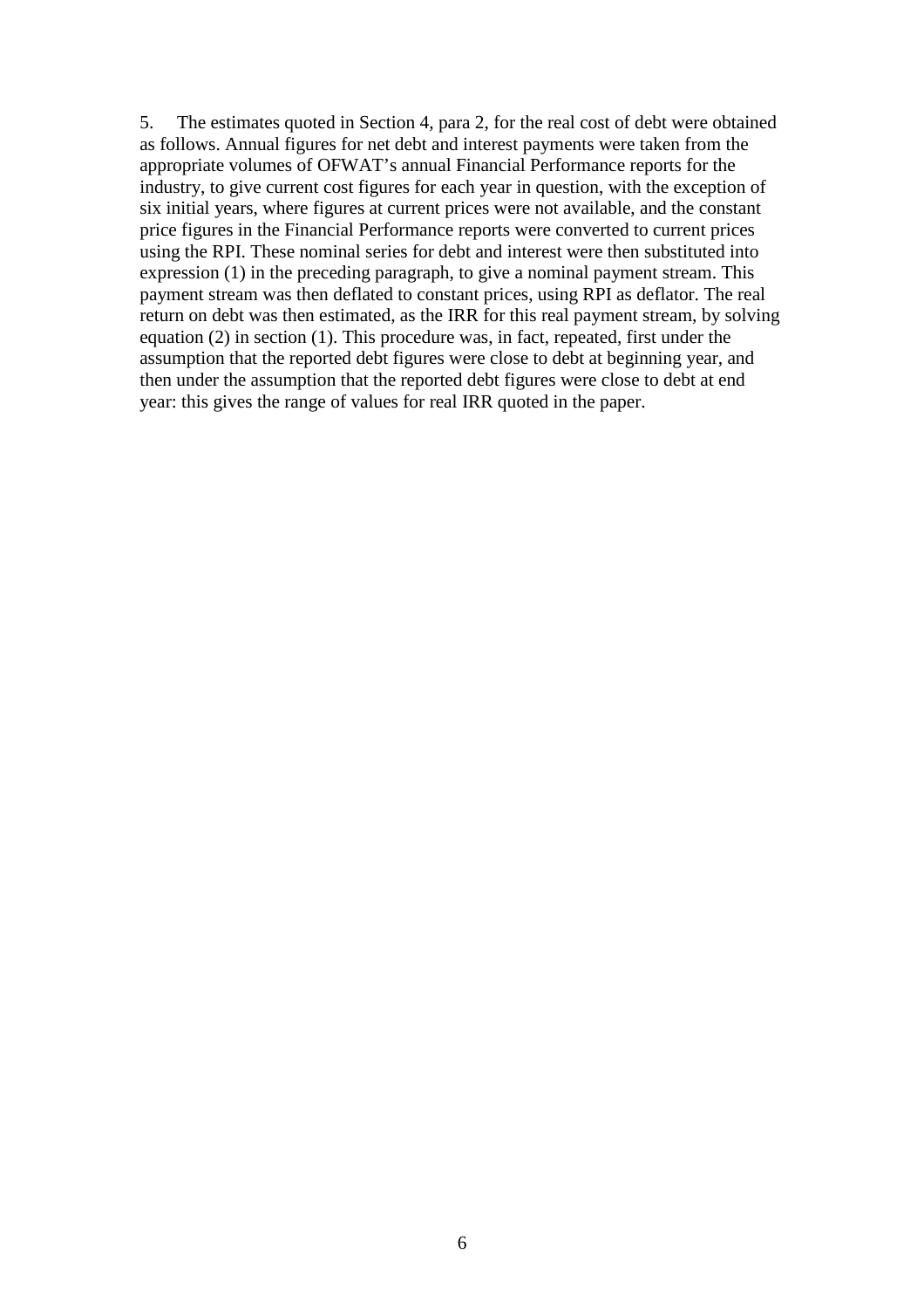5. The estimates quoted in Section 4, para 2, for the real cost of debt were obtained as follows. Annual figures for net debt and interest payments were taken from the appropriate volumes of OFWAT's annual Financial Performance reports for the industry, to give current cost figures for each year in question, with the exception of six initial years, where figures at current prices were not available, and the constant price figures in the Financial Performance reports were converted to current prices using the RPI. These nominal series for debt and interest were then substituted into expression (1) in the preceding paragraph, to give a nominal payment stream. This payment stream was then deflated to constant prices, using RPI as deflator. The real return on debt was then estimated, as the IRR for this real payment stream, by solving equation (2) in section (1). This procedure was, in fact, repeated, first under the assumption that the reported debt figures were close to debt at beginning year, and then under the assumption that the reported debt figures were close to debt at end year: this gives the range of values for real IRR quoted in the paper.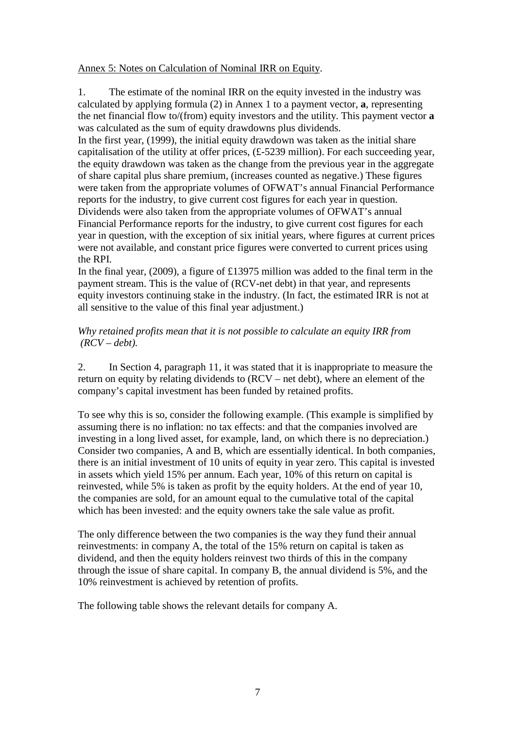Annex 5: Notes on Calculation of Nominal IRR on Equity.

1. The estimate of the nominal IRR on the equity invested in the industry was calculated by applying formula (2) in Annex 1 to a payment vector, **a**, representing the net financial flow to/(from) equity investors and the utility. This payment vector **a** was calculated as the sum of equity drawdowns plus dividends.

In the first year, (1999), the initial equity drawdown was taken as the initial share capitalisation of the utility at offer prices, (£-5239 million). For each succeeding year, the equity drawdown was taken as the change from the previous year in the aggregate of share capital plus share premium, (increases counted as negative.) These figures were taken from the appropriate volumes of OFWAT's annual Financial Performance reports for the industry, to give current cost figures for each year in question. Dividends were also taken from the appropriate volumes of OFWAT's annual Financial Performance reports for the industry, to give current cost figures for each year in question, with the exception of six initial years, where figures at current prices were not available, and constant price figures were converted to current prices using the RPI.

In the final year, (2009), a figure of £13975 million was added to the final term in the payment stream. This is the value of (RCV-net debt) in that year, and represents equity investors continuing stake in the industry. (In fact, the estimated IRR is not at all sensitive to the value of this final year adjustment.)

*Why retained profits mean that it is not possible to calculate an equity IRR from (RCV – debt).*

2. In Section 4, paragraph 11, it was stated that it is inappropriate to measure the return on equity by relating dividends to (RCV – net debt), where an element of the company's capital investment has been funded by retained profits.

To see why this is so, consider the following example. (This example is simplified by assuming there is no inflation: no tax effects: and that the companies involved are investing in a long lived asset, for example, land, on which there is no depreciation.) Consider two companies, A and B, which are essentially identical. In both companies, there is an initial investment of 10 units of equity in year zero. This capital is invested in assets which yield 15% per annum. Each year, 10% of this return on capital is reinvested, while 5% is taken as profit by the equity holders. At the end of year 10, the companies are sold, for an amount equal to the cumulative total of the capital which has been invested: and the equity owners take the sale value as profit.

The only difference between the two companies is the way they fund their annual reinvestments: in company A, the total of the 15% return on capital is taken as dividend, and then the equity holders reinvest two thirds of this in the company through the issue of share capital. In company B, the annual dividend is 5%, and the 10% reinvestment is achieved by retention of profits.

The following table shows the relevant details for company A.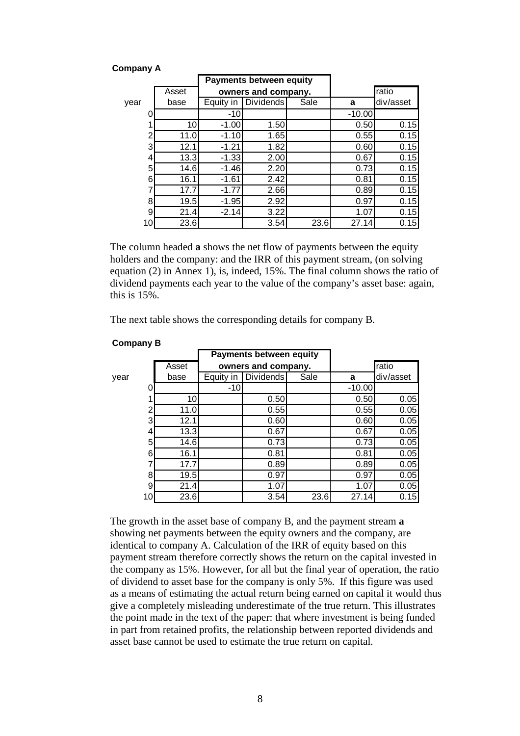**Company A**

| year | Asset base | Payments between equity owners and company. | | | a | ratio div/asset |
|---|---|---|---|---|---|---|
| | | Equity in | Dividends | Sale | | |
| 0 | | -10 | | | -10.00 | |
| 1 | 10 | -1.00 | 1.50 | | 0.50 | 0.15 |
| 2 | 11.0 | -1.10 | 1.65 | | 0.55 | 0.15 |
| 3 | 12.1 | -1.21 | 1.82 | | 0.60 | 0.15 |
| 4 | 13.3 | -1.33 | 2.00 | | 0.67 | 0.15 |
| 5 | 14.6 | -1.46 | 2.20 | | 0.73 | 0.15 |
| 6 | 16.1 | -1.61 | 2.42 | | 0.81 | 0.15 |
| 7 | 17.7 | -1.77 | 2.66 | | 0.89 | 0.15 |
| 8 | 19.5 | -1.95 | 2.92 | | 0.97 | 0.15 |
| 9 | 21.4 | -2.14 | 3.22 | | 1.07 | 0.15 |
| 10 | 23.6 | | 3.54 | 23.6 | 27.14 | 0.15 |

The column headed **a** shows the net flow of payments between the equity holders and the company: and the IRR of this payment stream, (on solving equation (2) in Annex 1), is, indeed, 15%. The final column shows the ratio of dividend payments each year to the value of the company's asset base: again, this is 15%.

The next table shows the corresponding details for company B.

**Company B**

| year | Asset base | Payments between equity owners and company. | | | a | ratio div/asset |
|---|---|---|---|---|---|---|
| | | Equity in | Dividends | Sale | | |
| 0 | | -10 | | | -10.00 | |
| 1 | 10 | | 0.50 | | 0.50 | 0.05 |
| 2 | 11.0 | | 0.55 | | 0.55 | 0.05 |
| 3 | 12.1 | | 0.60 | | 0.60 | 0.05 |
| 4 | 13.3 | | 0.67 | | 0.67 | 0.05 |
| 5 | 14.6 | | 0.73 | | 0.73 | 0.05 |
| 6 | 16.1 | | 0.81 | | 0.81 | 0.05 |
| 7 | 17.7 | | 0.89 | | 0.89 | 0.05 |
| 8 | 19.5 | | 0.97 | | 0.97 | 0.05 |
| 9 | 21.4 | | 1.07 | | 1.07 | 0.05 |
| 10 | 23.6 | | 3.54 | 23.6 | 27.14 | 0.15 |

The growth in the asset base of company B, and the payment stream **a** showing net payments between the equity owners and the company, are identical to company A. Calculation of the IRR of equity based on this payment stream therefore correctly shows the return on the capital invested in the company as 15%. However, for all but the final year of operation, the ratio of dividend to asset base for the company is only 5%. If this figure was used as a means of estimating the actual return being earned on capital it would thus give a completely misleading underestimate of the true return. This illustrates the point made in the text of the paper: that where investment is being funded in part from retained profits, the relationship between reported dividends and asset base cannot be used to estimate the true return on capital.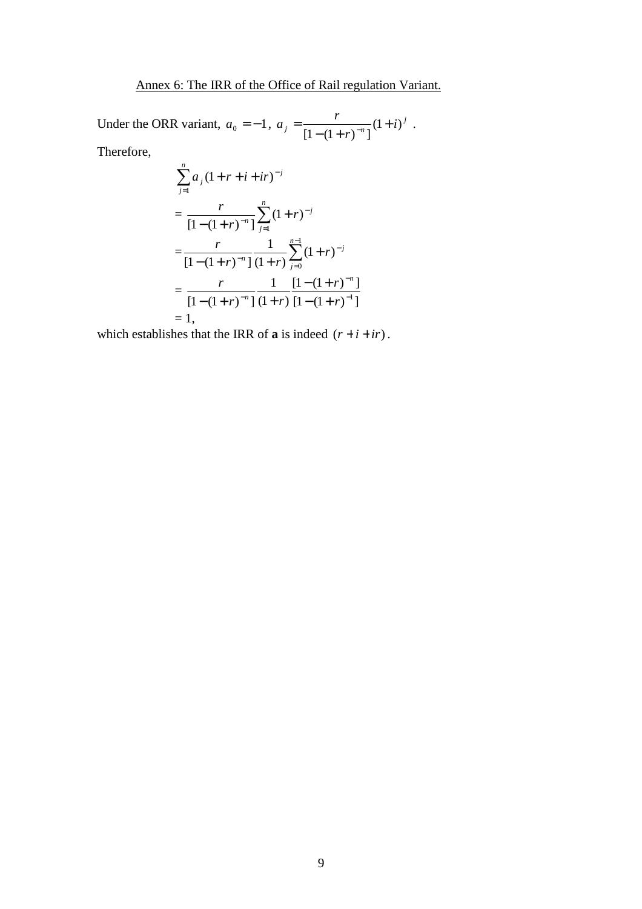Annex 6: The IRR of the Office of Rail regulation Variant.

Under the ORR variant, $a_0 = -1$, $a_j = \dfrac{r}{[1-(1+r)^{-n}]}(1+i)^j$ .

Therefore,

$$
\begin{aligned}
&\sum_{j=1}^{n} a_j (1+r+i+ir)^{-j} \\
&= \frac{r}{[1-(1+r)^{-n}]} \sum_{j=1}^{n} (1+r)^{-j} \\
&= \frac{r}{[1-(1+r)^{-n}]} \frac{1}{(1+r)} \sum_{j=0}^{n-1} (1+r)^{-j} \\
&= \frac{r}{[1-(1+r)^{-n}]} \frac{1}{(1+r)} \frac{[1-(1+r)^{-n}]}{[1-(1+r)^{-1}]} \\
&= 1,
\end{aligned}
$$

which establishes that the IRR of **a** is indeed $(r+i+ir)$.